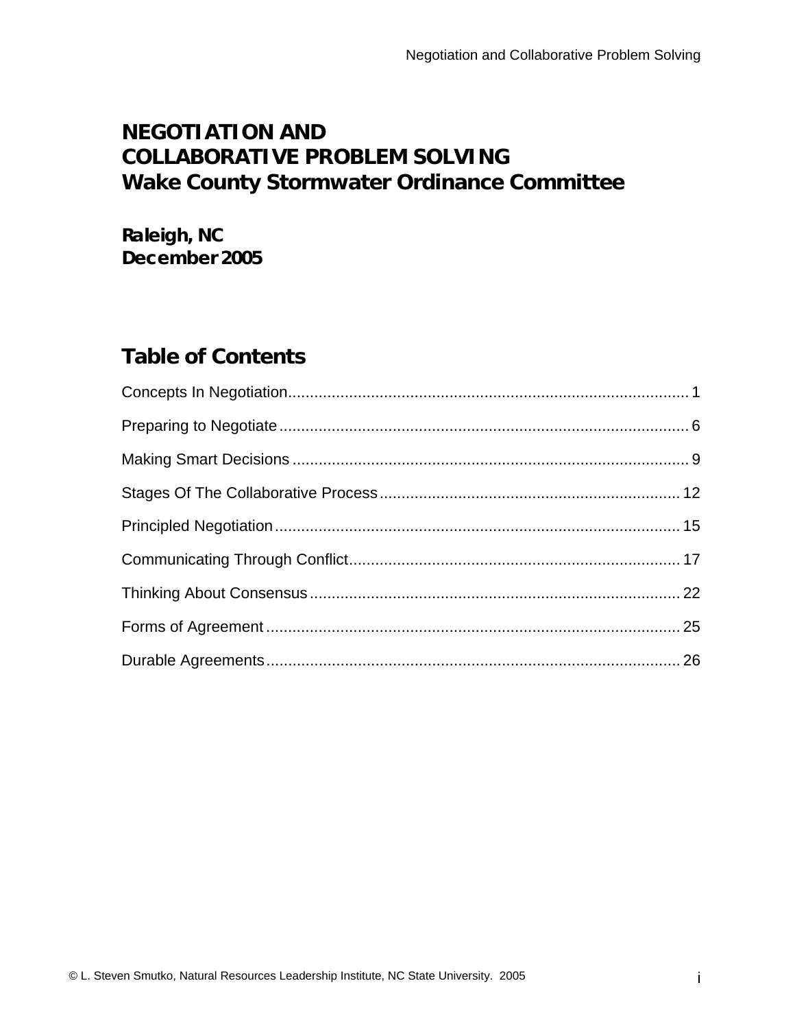# NEGOTIATION AND COLLABORATIVE PROBLEM SOLVING
## Wake County Stormwater Ordinance Committee

**Raleigh, NC**
**December 2005**

## Table of Contents

Concepts In Negotiation ........ 1

Preparing to Negotiate ........ 6

Making Smart Decisions ........ 9

Stages Of The Collaborative Process ........ 12

Principled Negotiation ........ 15

Communicating Through Conflict ........ 17

Thinking About Consensus ........ 22

Forms of Agreement ........ 25

Durable Agreements ........ 26

© L. Steven Smutko, Natural Resources Leadership Institute, NC State University. 2005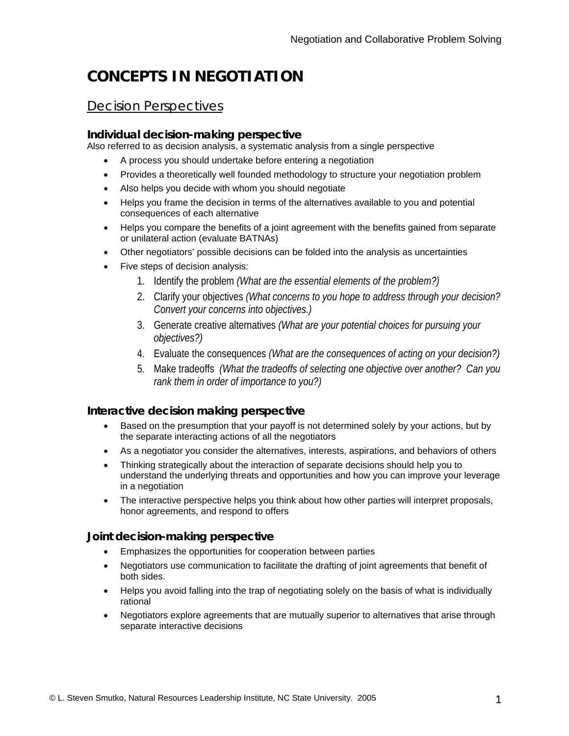# CONCEPTS IN NEGOTIATION

## Decision Perspectives

### Individual decision-making perspective

Also referred to as decision analysis, a systematic analysis from a single perspective

- A process you should undertake before entering a negotiation
- Provides a theoretically well founded methodology to structure your negotiation problem
- Also helps you decide with whom you should negotiate
- Helps you frame the decision in terms of the alternatives available to you and potential consequences of each alternative
- Helps you compare the benefits of a joint agreement with the benefits gained from separate or unilateral action (evaluate BATNAs)
- Other negotiators' possible decisions can be folded into the analysis as uncertainties
- Five steps of decision analysis:
  1. Identify the problem *(What are the essential elements of the problem?)*
  2. Clarify your objectives *(What concerns to you hope to address through your decision? Convert your concerns into objectives.)*
  3. Generate creative alternatives *(What are your potential choices for pursuing your objectives?)*
  4. Evaluate the consequences *(What are the consequences of acting on your decision?)*
  5. Make tradeoffs *(What the tradeoffs of selecting one objective over another? Can you rank them in order of importance to you?)*

### Interactive decision making perspective

- Based on the presumption that your payoff is not determined solely by your actions, but by the separate interacting actions of all the negotiators
- As a negotiator you consider the alternatives, interests, aspirations, and behaviors of others
- Thinking strategically about the interaction of separate decisions should help you to understand the underlying threats and opportunities and how you can improve your leverage in a negotiation
- The interactive perspective helps you think about how other parties will interpret proposals, honor agreements, and respond to offers

### Joint decision-making perspective

- Emphasizes the opportunities for cooperation between parties
- Negotiators use communication to facilitate the drafting of joint agreements that benefit of both sides.
- Helps you avoid falling into the trap of negotiating solely on the basis of what is individually rational
- Negotiators explore agreements that are mutually superior to alternatives that arise through separate interactive decisions

© L. Steven Smutko, Natural Resources Leadership Institute, NC State University. 2005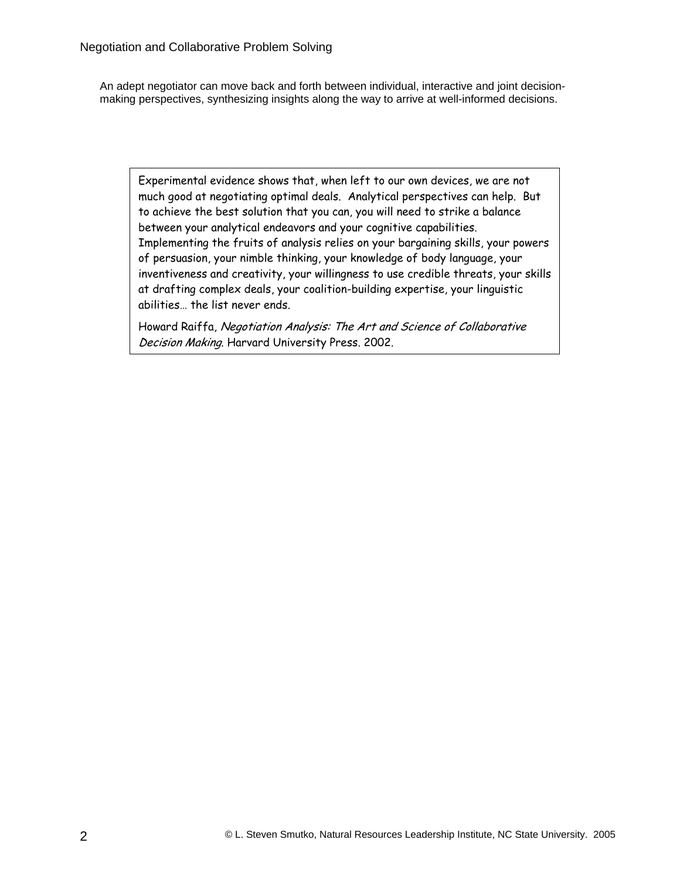An adept negotiator can move back and forth between individual, interactive and joint decision-making perspectives, synthesizing insights along the way to arrive at well-informed decisions.

> Experimental evidence shows that, when left to our own devices, we are not much good at negotiating optimal deals. Analytical perspectives can help. But to achieve the best solution that you can, you will need to strike a balance between your analytical endeavors and your cognitive capabilities. Implementing the fruits of analysis relies on your bargaining skills, your powers of persuasion, your nimble thinking, your knowledge of body language, your inventiveness and creativity, your willingness to use credible threats, your skills at drafting complex deals, your coalition-building expertise, your linguistic abilities… the list never ends.
>
> Howard Raiffa, *Negotiation Analysis: The Art and Science of Collaborative Decision Making*. Harvard University Press. 2002.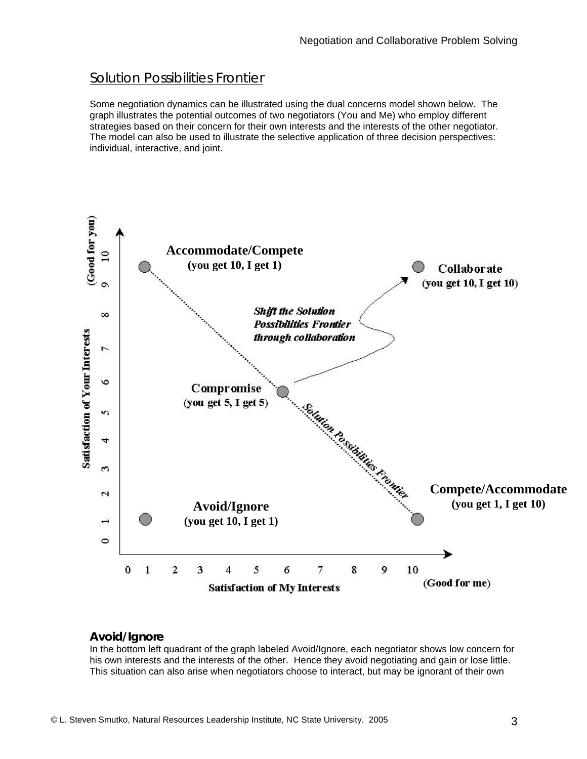## Solution Possibilities Frontier

Some negotiation dynamics can be illustrated using the dual concerns model shown below. The graph illustrates the potential outcomes of two negotiators (You and Me) who employ different strategies based on their concern for their own interests and the interests of the other negotiator. The model can also be used to illustrate the selective application of three decision perspectives: individual, interactive, and joint.

**Avoid/Ignore**

In the bottom left quadrant of the graph labeled Avoid/Ignore, each negotiator shows low concern for his own interests and the interests of the other. Hence they avoid negotiating and gain or lose little. This situation can also arise when negotiators choose to interact, but may be ignorant of their own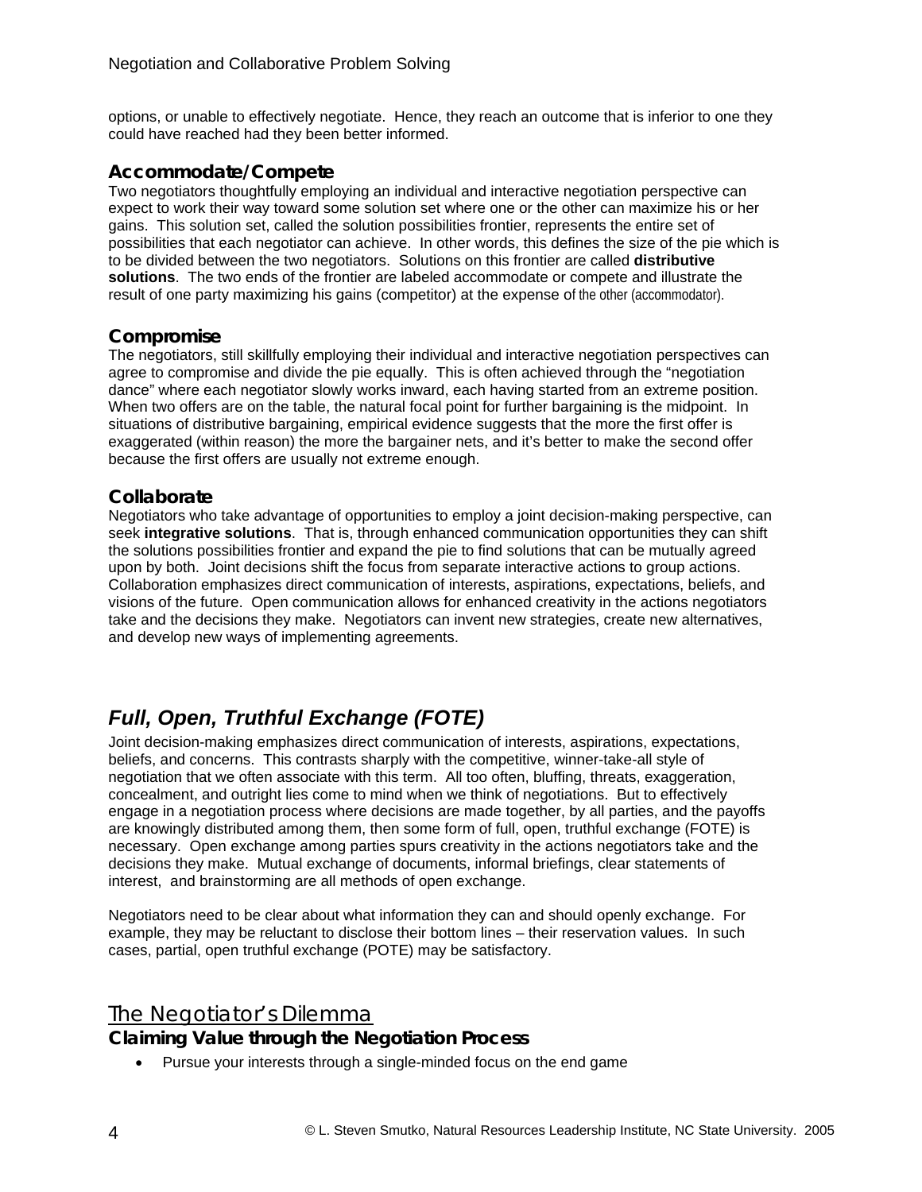options, or unable to effectively negotiate. Hence, they reach an outcome that is inferior to one they could have reached had they been better informed.

### Accommodate/Compete

Two negotiators thoughtfully employing an individual and interactive negotiation perspective can expect to work their way toward some solution set where one or the other can maximize his or her gains. This solution set, called the solution possibilities frontier, represents the entire set of possibilities that each negotiator can achieve. In other words, this defines the size of the pie which is to be divided between the two negotiators. Solutions on this frontier are called **distributive solutions**. The two ends of the frontier are labeled accommodate or compete and illustrate the result of one party maximizing his gains (competitor) at the expense of the other (accommodator).

### Compromise

The negotiators, still skillfully employing their individual and interactive negotiation perspectives can agree to compromise and divide the pie equally. This is often achieved through the "negotiation dance" where each negotiator slowly works inward, each having started from an extreme position. When two offers are on the table, the natural focal point for further bargaining is the midpoint. In situations of distributive bargaining, empirical evidence suggests that the more the first offer is exaggerated (within reason) the more the bargainer nets, and it's better to make the second offer because the first offers are usually not extreme enough.

### Collaborate

Negotiators who take advantage of opportunities to employ a joint decision-making perspective, can seek **integrative solutions**. That is, through enhanced communication opportunities they can shift the solutions possibilities frontier and expand the pie to find solutions that can be mutually agreed upon by both. Joint decisions shift the focus from separate interactive actions to group actions. Collaboration emphasizes direct communication of interests, aspirations, expectations, beliefs, and visions of the future. Open communication allows for enhanced creativity in the actions negotiators take and the decisions they make. Negotiators can invent new strategies, create new alternatives, and develop new ways of implementing agreements.

## *Full, Open, Truthful Exchange (FOTE)*

Joint decision-making emphasizes direct communication of interests, aspirations, expectations, beliefs, and concerns. This contrasts sharply with the competitive, winner-take-all style of negotiation that we often associate with this term. All too often, bluffing, threats, exaggeration, concealment, and outright lies come to mind when we think of negotiations. But to effectively engage in a negotiation process where decisions are made together, by all parties, and the payoffs are knowingly distributed among them, then some form of full, open, truthful exchange (FOTE) is necessary. Open exchange among parties spurs creativity in the actions negotiators take and the decisions they make. Mutual exchange of documents, informal briefings, clear statements of interest, and brainstorming are all methods of open exchange.

Negotiators need to be clear about what information they can and should openly exchange. For example, they may be reluctant to disclose their bottom lines – their reservation values. In such cases, partial, open truthful exchange (POTE) may be satisfactory.

## The Negotiator's Dilemma

### Claiming Value through the Negotiation Process

- Pursue your interests through a single-minded focus on the end game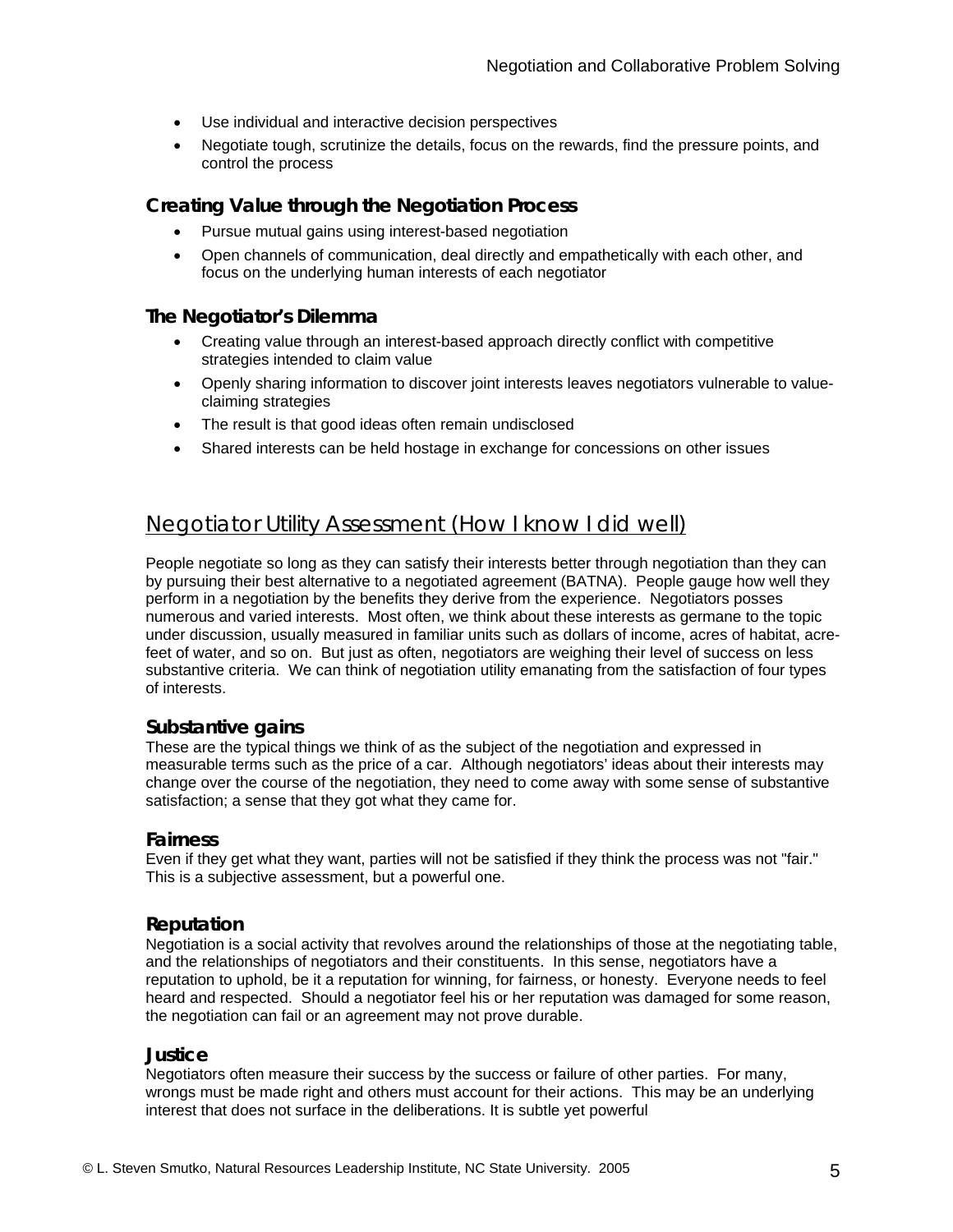- Use individual and interactive decision perspectives
- Negotiate tough, scrutinize the details, focus on the rewards, find the pressure points, and control the process

### Creating Value through the Negotiation Process

- Pursue mutual gains using interest-based negotiation
- Open channels of communication, deal directly and empathetically with each other, and focus on the underlying human interests of each negotiator

### The Negotiator's Dilemma

- Creating value through an interest-based approach directly conflict with competitive strategies intended to claim value
- Openly sharing information to discover joint interests leaves negotiators vulnerable to value-claiming strategies
- The result is that good ideas often remain undisclosed
- Shared interests can be held hostage in exchange for concessions on other issues

## Negotiator Utility Assessment (How I know I did well)

People negotiate so long as they can satisfy their interests better through negotiation than they can by pursuing their best alternative to a negotiated agreement (BATNA). People gauge how well they perform in a negotiation by the benefits they derive from the experience. Negotiators posses numerous and varied interests. Most often, we think about these interests as germane to the topic under discussion, usually measured in familiar units such as dollars of income, acres of habitat, acre-feet of water, and so on. But just as often, negotiators are weighing their level of success on less substantive criteria. We can think of negotiation utility emanating from the satisfaction of four types of interests.

### Substantive gains

These are the typical things we think of as the subject of the negotiation and expressed in measurable terms such as the price of a car. Although negotiators' ideas about their interests may change over the course of the negotiation, they need to come away with some sense of substantive satisfaction; a sense that they got what they came for.

### Fairness

Even if they get what they want, parties will not be satisfied if they think the process was not "fair." This is a subjective assessment, but a powerful one.

### Reputation

Negotiation is a social activity that revolves around the relationships of those at the negotiating table, and the relationships of negotiators and their constituents. In this sense, negotiators have a reputation to uphold, be it a reputation for winning, for fairness, or honesty. Everyone needs to feel heard and respected. Should a negotiator feel his or her reputation was damaged for some reason, the negotiation can fail or an agreement may not prove durable.

### Justice

Negotiators often measure their success by the success or failure of other parties. For many, wrongs must be made right and others must account for their actions. This may be an underlying interest that does not surface in the deliberations. It is subtle yet powerful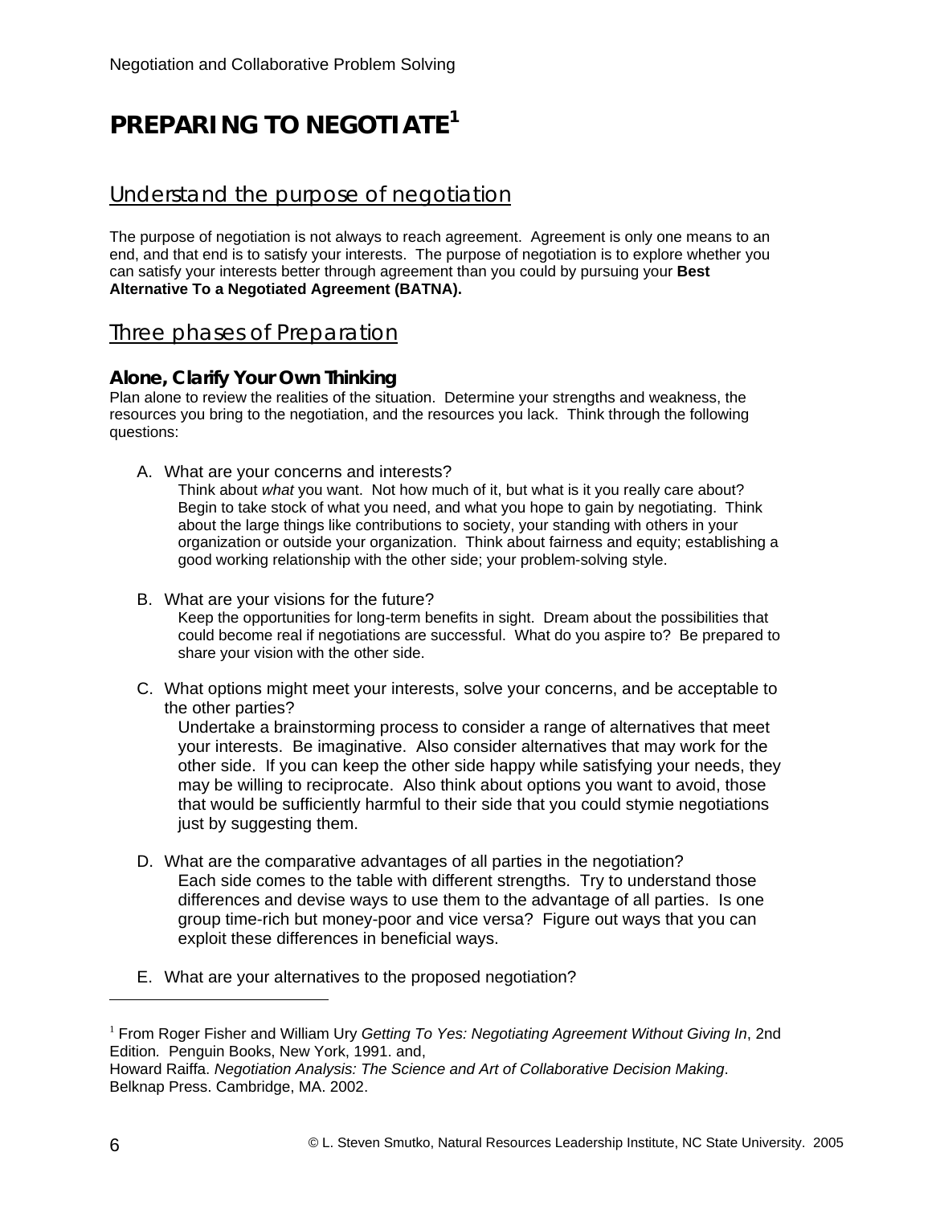# PREPARING TO NEGOTIATE[1]

## Understand the purpose of negotiation

The purpose of negotiation is not always to reach agreement. Agreement is only one means to an end, and that end is to satisfy your interests. The purpose of negotiation is to explore whether you can satisfy your interests better through agreement than you could by pursuing your **Best Alternative To a Negotiated Agreement (BATNA).**

## Three phases of Preparation

### Alone, Clarify Your Own Thinking

Plan alone to review the realities of the situation. Determine your strengths and weakness, the resources you bring to the negotiation, and the resources you lack. Think through the following questions:

A. What are your concerns and interests?
   Think about *what* you want. Not how much of it, but what is it you really care about? Begin to take stock of what you need, and what you hope to gain by negotiating. Think about the large things like contributions to society, your standing with others in your organization or outside your organization. Think about fairness and equity; establishing a good working relationship with the other side; your problem-solving style.

B. What are your visions for the future?
   Keep the opportunities for long-term benefits in sight. Dream about the possibilities that could become real if negotiations are successful. What do you aspire to? Be prepared to share your vision with the other side.

C. What options might meet your interests, solve your concerns, and be acceptable to the other parties?
   Undertake a brainstorming process to consider a range of alternatives that meet your interests. Be imaginative. Also consider alternatives that may work for the other side. If you can keep the other side happy while satisfying your needs, they may be willing to reciprocate. Also think about options you want to avoid, those that would be sufficiently harmful to their side that you could stymie negotiations just by suggesting them.

D. What are the comparative advantages of all parties in the negotiation?
   Each side comes to the table with different strengths. Try to understand those differences and devise ways to use them to the advantage of all parties. Is one group time-rich but money-poor and vice versa? Figure out ways that you can exploit these differences in beneficial ways.

E. What are your alternatives to the proposed negotiation?

---

[1] From Roger Fisher and William Ury *Getting To Yes: Negotiating Agreement Without Giving In*, 2nd Edition. Penguin Books, New York, 1991. and,
Howard Raiffa. *Negotiation Analysis: The Science and Art of Collaborative Decision Making*. Belknap Press. Cambridge, MA. 2002.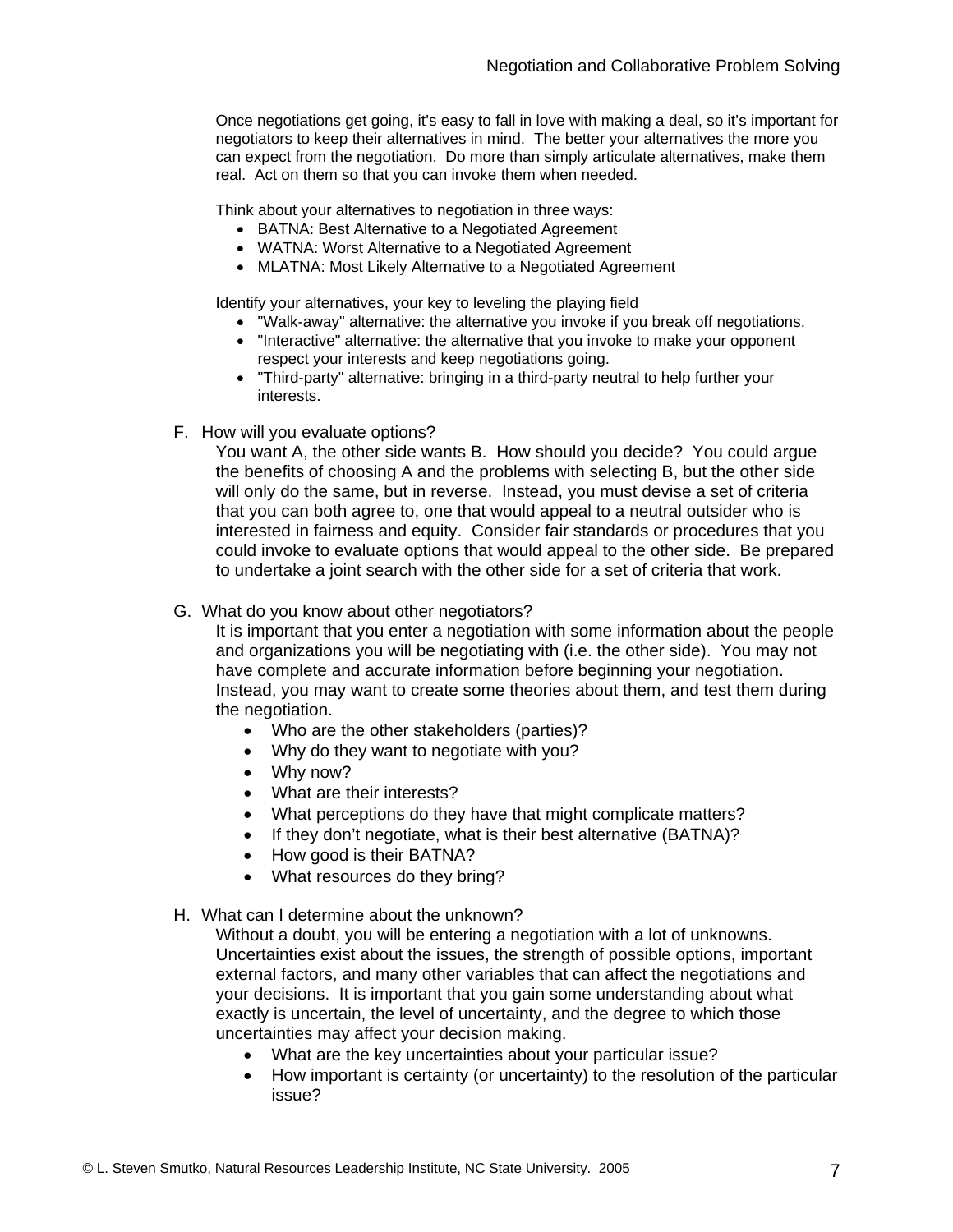Once negotiations get going, it's easy to fall in love with making a deal, so it's important for negotiators to keep their alternatives in mind. The better your alternatives the more you can expect from the negotiation. Do more than simply articulate alternatives, make them real. Act on them so that you can invoke them when needed.

Think about your alternatives to negotiation in three ways:

- BATNA: Best Alternative to a Negotiated Agreement
- WATNA: Worst Alternative to a Negotiated Agreement
- MLATNA: Most Likely Alternative to a Negotiated Agreement

Identify your alternatives, your key to leveling the playing field

- "Walk-away" alternative: the alternative you invoke if you break off negotiations.
- "Interactive" alternative: the alternative that you invoke to make your opponent respect your interests and keep negotiations going.
- "Third-party" alternative: bringing in a third-party neutral to help further your interests.

F. How will you evaluate options?

You want A, the other side wants B. How should you decide? You could argue the benefits of choosing A and the problems with selecting B, but the other side will only do the same, but in reverse. Instead, you must devise a set of criteria that you can both agree to, one that would appeal to a neutral outsider who is interested in fairness and equity. Consider fair standards or procedures that you could invoke to evaluate options that would appeal to the other side. Be prepared to undertake a joint search with the other side for a set of criteria that work.

G. What do you know about other negotiators?

It is important that you enter a negotiation with some information about the people and organizations you will be negotiating with (i.e. the other side). You may not have complete and accurate information before beginning your negotiation. Instead, you may want to create some theories about them, and test them during the negotiation.

- Who are the other stakeholders (parties)?
- Why do they want to negotiate with you?
- Why now?
- What are their interests?
- What perceptions do they have that might complicate matters?
- If they don't negotiate, what is their best alternative (BATNA)?
- How good is their BATNA?
- What resources do they bring?

H. What can I determine about the unknown?

Without a doubt, you will be entering a negotiation with a lot of unknowns. Uncertainties exist about the issues, the strength of possible options, important external factors, and many other variables that can affect the negotiations and your decisions. It is important that you gain some understanding about what exactly is uncertain, the level of uncertainty, and the degree to which those uncertainties may affect your decision making.

- What are the key uncertainties about your particular issue?
- How important is certainty (or uncertainty) to the resolution of the particular issue?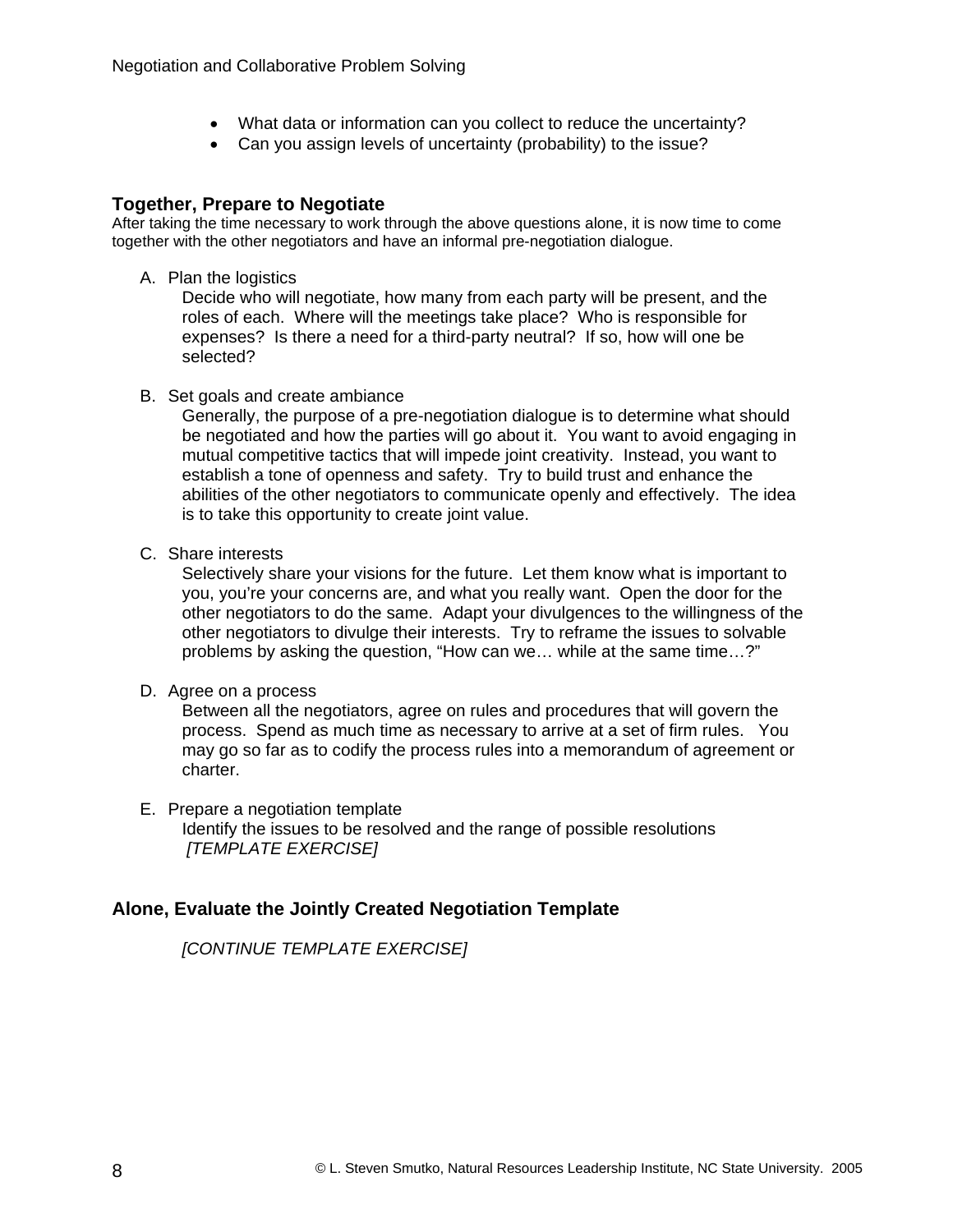- What data or information can you collect to reduce the uncertainty?
- Can you assign levels of uncertainty (probability) to the issue?

### Together, Prepare to Negotiate

After taking the time necessary to work through the above questions alone, it is now time to come together with the other negotiators and have an informal pre-negotiation dialogue.

A. Plan the logistics
   Decide who will negotiate, how many from each party will be present, and the roles of each. Where will the meetings take place? Who is responsible for expenses? Is there a need for a third-party neutral? If so, how will one be selected?

B. Set goals and create ambiance
   Generally, the purpose of a pre-negotiation dialogue is to determine what should be negotiated and how the parties will go about it. You want to avoid engaging in mutual competitive tactics that will impede joint creativity. Instead, you want to establish a tone of openness and safety. Try to build trust and enhance the abilities of the other negotiators to communicate openly and effectively. The idea is to take this opportunity to create joint value.

C. Share interests
   Selectively share your visions for the future. Let them know what is important to you, you're your concerns are, and what you really want. Open the door for the other negotiators to do the same. Adapt your divulgences to the willingness of the other negotiators to divulge their interests. Try to reframe the issues to solvable problems by asking the question, "How can we… while at the same time…?"

D. Agree on a process
   Between all the negotiators, agree on rules and procedures that will govern the process. Spend as much time as necessary to arrive at a set of firm rules. You may go so far as to codify the process rules into a memorandum of agreement or charter.

E. Prepare a negotiation template
   Identify the issues to be resolved and the range of possible resolutions
   *[TEMPLATE EXERCISE]*

### Alone, Evaluate the Jointly Created Negotiation Template

*[CONTINUE TEMPLATE EXERCISE]*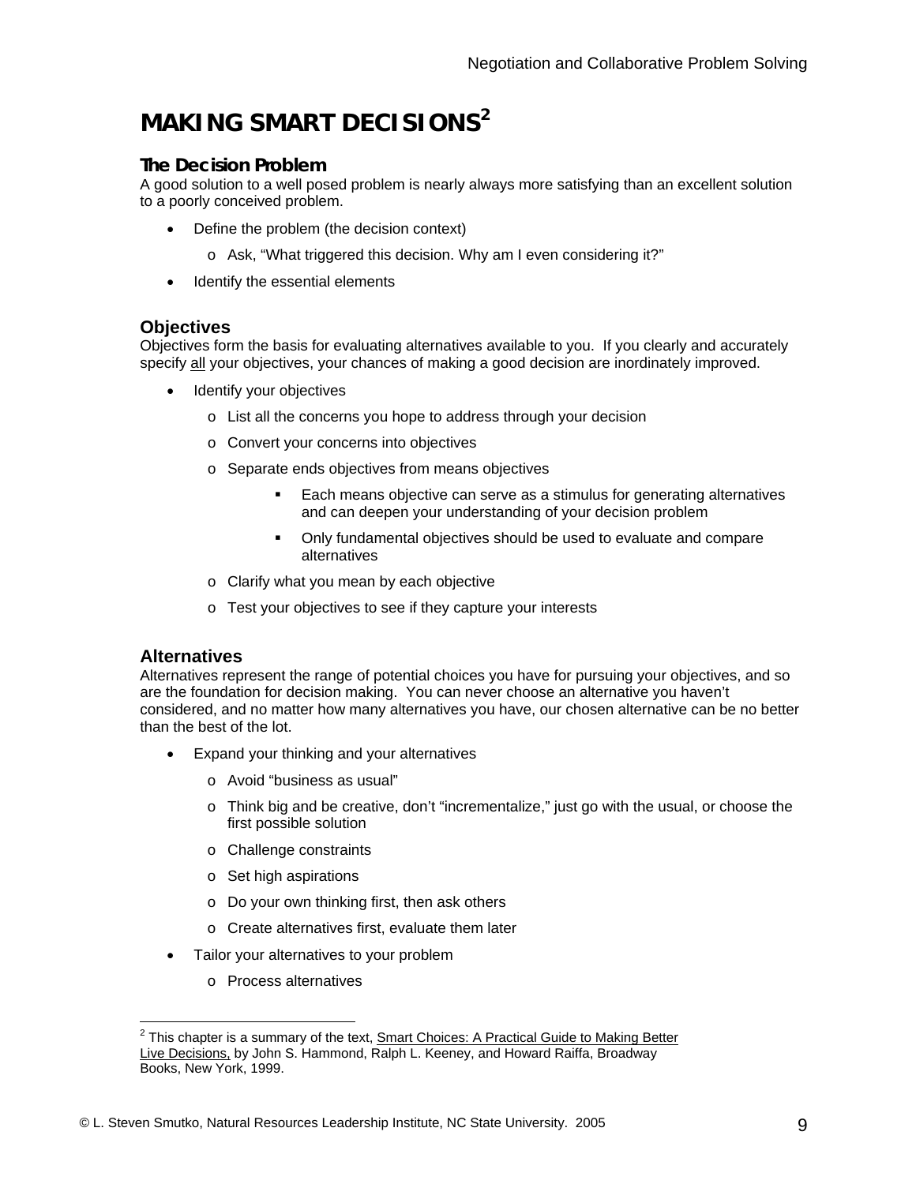# MAKING SMART DECISIONS[2]

### The Decision Problem

A good solution to a well posed problem is nearly always more satisfying than an excellent solution to a poorly conceived problem.

- Define the problem (the decision context)
  - Ask, "What triggered this decision. Why am I even considering it?"
- Identify the essential elements

### Objectives

Objectives form the basis for evaluating alternatives available to you. If you clearly and accurately specify <u>all</u> your objectives, your chances of making a good decision are inordinately improved.

- Identify your objectives
  - List all the concerns you hope to address through your decision
  - Convert your concerns into objectives
  - Separate ends objectives from means objectives
    - Each means objective can serve as a stimulus for generating alternatives and can deepen your understanding of your decision problem
    - Only fundamental objectives should be used to evaluate and compare alternatives
  - Clarify what you mean by each objective
  - Test your objectives to see if they capture your interests

### Alternatives

Alternatives represent the range of potential choices you have for pursuing your objectives, and so are the foundation for decision making. You can never choose an alternative you haven't considered, and no matter how many alternatives you have, our chosen alternative can be no better than the best of the lot.

- Expand your thinking and your alternatives
  - Avoid "business as usual"
  - Think big and be creative, don't "incrementalize," just go with the usual, or choose the first possible solution
  - Challenge constraints
  - Set high aspirations
  - Do your own thinking first, then ask others
  - Create alternatives first, evaluate them later
- Tailor your alternatives to your problem
  - Process alternatives

---

[2] This chapter is a summary of the text, <u>Smart Choices: A Practical Guide to Making Better Live Decisions,</u> by John S. Hammond, Ralph L. Keeney, and Howard Raiffa, Broadway Books, New York, 1999.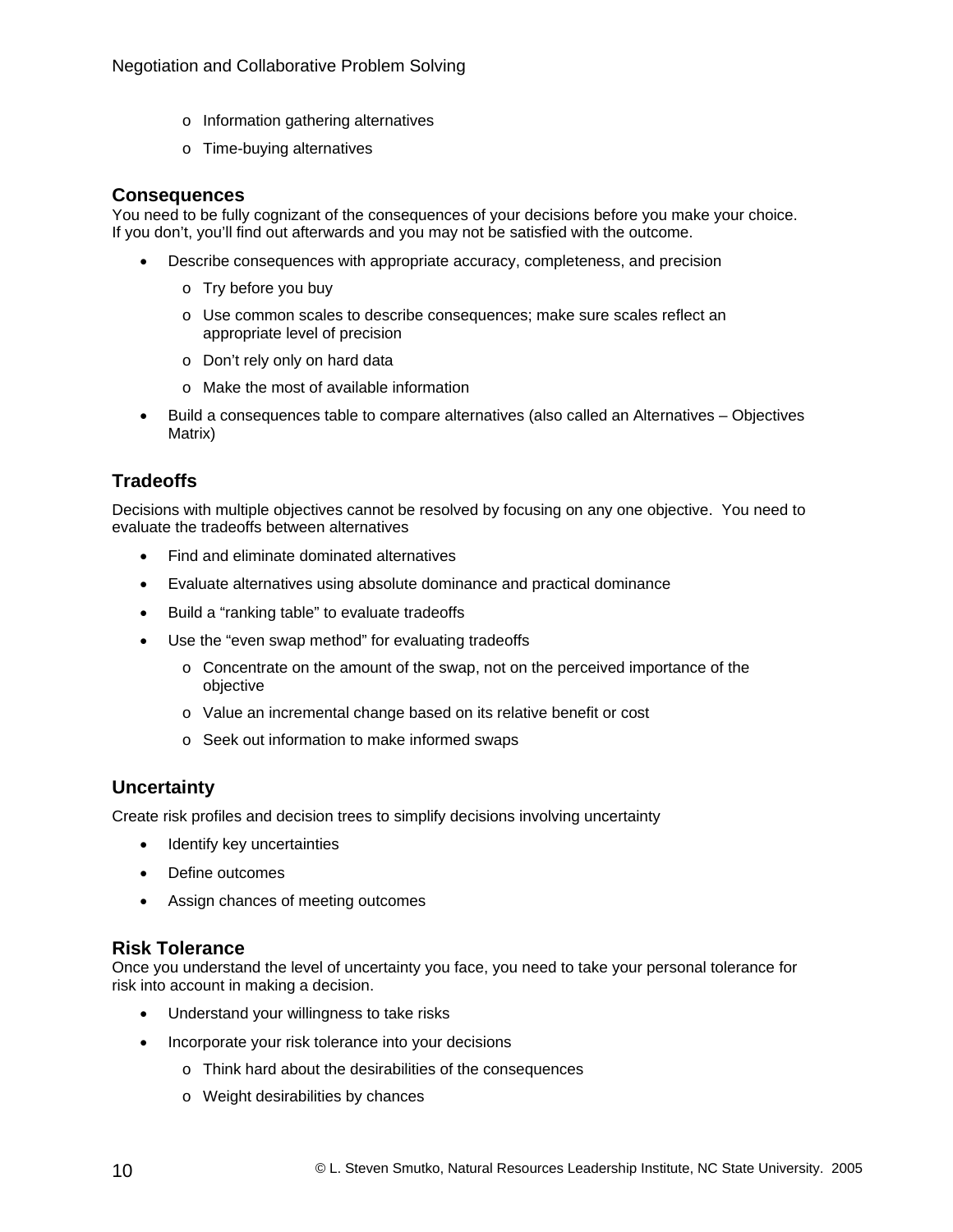- Information gathering alternatives
  - Time-buying alternatives

### Consequences

You need to be fully cognizant of the consequences of your decisions before you make your choice. If you don't, you'll find out afterwards and you may not be satisfied with the outcome.

- Describe consequences with appropriate accuracy, completeness, and precision
  - Try before you buy
  - Use common scales to describe consequences; make sure scales reflect an appropriate level of precision
  - Don't rely only on hard data
  - Make the most of available information
- Build a consequences table to compare alternatives (also called an Alternatives – Objectives Matrix)

### Tradeoffs

Decisions with multiple objectives cannot be resolved by focusing on any one objective. You need to evaluate the tradeoffs between alternatives

- Find and eliminate dominated alternatives
- Evaluate alternatives using absolute dominance and practical dominance
- Build a "ranking table" to evaluate tradeoffs
- Use the "even swap method" for evaluating tradeoffs
  - Concentrate on the amount of the swap, not on the perceived importance of the objective
  - Value an incremental change based on its relative benefit or cost
  - Seek out information to make informed swaps

### Uncertainty

Create risk profiles and decision trees to simplify decisions involving uncertainty

- Identify key uncertainties
- Define outcomes
- Assign chances of meeting outcomes

### Risk Tolerance

Once you understand the level of uncertainty you face, you need to take your personal tolerance for risk into account in making a decision.

- Understand your willingness to take risks
- Incorporate your risk tolerance into your decisions
  - Think hard about the desirabilities of the consequences
  - Weight desirabilities by chances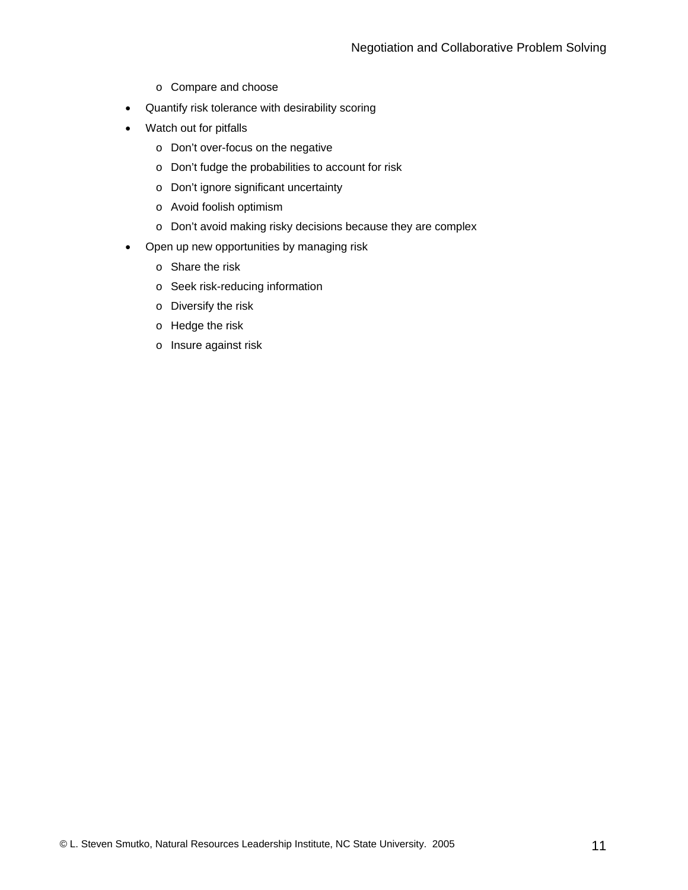- Compare and choose
- Quantify risk tolerance with desirability scoring
- Watch out for pitfalls
  - Don't over-focus on the negative
  - Don't fudge the probabilities to account for risk
  - Don't ignore significant uncertainty
  - Avoid foolish optimism
  - Don't avoid making risky decisions because they are complex
- Open up new opportunities by managing risk
  - Share the risk
  - Seek risk-reducing information
  - Diversify the risk
  - Hedge the risk
  - Insure against risk

© L. Steven Smutko, Natural Resources Leadership Institute, NC State University. 2005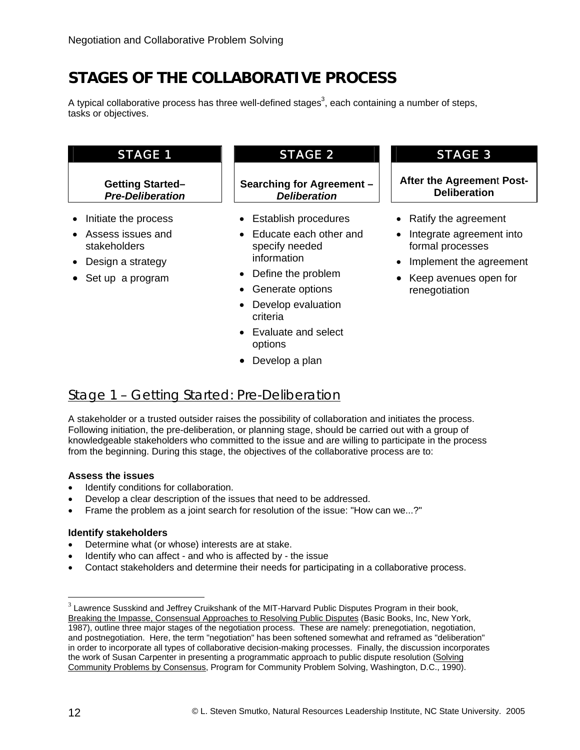# STAGES OF THE COLLABORATIVE PROCESS

A typical collaborative process has three well-defined stages[3], each containing a number of steps, tasks or objectives.

| STAGE 1 | STAGE 2 | STAGE 3 |
|---|---|---|
| **Getting Started–** ***Pre-Deliberation*** | **Searching for Agreement –** ***Deliberation*** | **After the Agreement Post-Deliberation** |
| • Initiate the process<br>• Assess issues and stakeholders<br>• Design a strategy<br>• Set up a program | • Establish procedures<br>• Educate each other and specify needed information<br>• Define the problem<br>• Generate options<br>• Develop evaluation criteria<br>• Evaluate and select options<br>• Develop a plan | • Ratify the agreement<br>• Integrate agreement into formal processes<br>• Implement the agreement<br>• Keep avenues open for renegotiation |

## Stage 1 – Getting Started: Pre-Deliberation

A stakeholder or a trusted outsider raises the possibility of collaboration and initiates the process. Following initiation, the pre-deliberation, or planning stage, should be carried out with a group of knowledgeable stakeholders who committed to the issue and are willing to participate in the process from the beginning. During this stage, the objectives of the collaborative process are to:

**Assess the issues**

- Identify conditions for collaboration.
- Develop a clear description of the issues that need to be addressed.
- Frame the problem as a joint search for resolution of the issue: "How can we...?"

**Identify stakeholders**

- Determine what (or whose) interests are at stake.
- Identify who can affect - and who is affected by - the issue
- Contact stakeholders and determine their needs for participating in a collaborative process.

---

[3] Lawrence Susskind and Jeffrey Cruikshank of the MIT-Harvard Public Disputes Program in their book, Breaking the Impasse, Consensual Approaches to Resolving Public Disputes (Basic Books, Inc, New York, 1987), outline three major stages of the negotiation process. These are namely: prenegotiation, negotiation, and postnegotiation. Here, the term "negotiation" has been softened somewhat and reframed as "deliberation" in order to incorporate all types of collaborative decision-making processes. Finally, the discussion incorporates the work of Susan Carpenter in presenting a programmatic approach to public dispute resolution (Solving Community Problems by Consensus, Program for Community Problem Solving, Washington, D.C., 1990).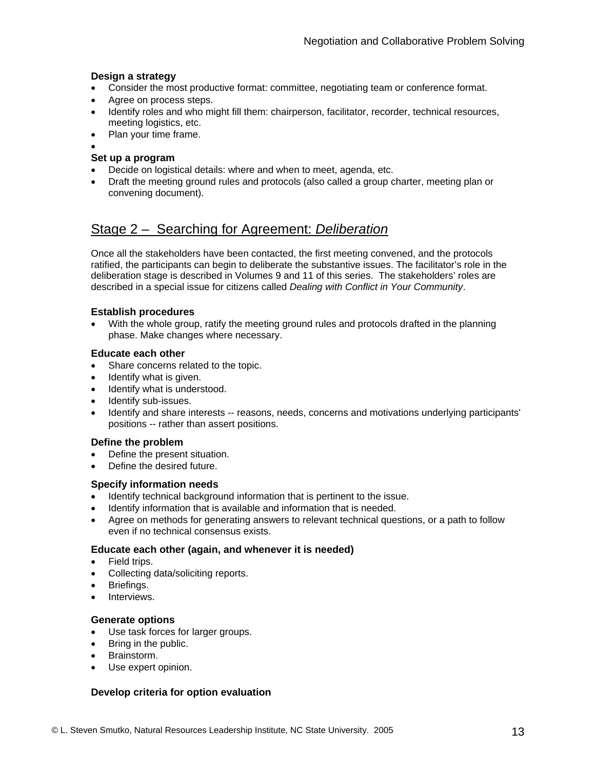**Design a strategy**

- Consider the most productive format: committee, negotiating team or conference format.
- Agree on process steps.
- Identify roles and who might fill them: chairperson, facilitator, recorder, technical resources, meeting logistics, etc.
- Plan your time frame.
- 

**Set up a program**

- Decide on logistical details: where and when to meet, agenda, etc.
- Draft the meeting ground rules and protocols (also called a group charter, meeting plan or convening document).

## Stage 2 – Searching for Agreement: *Deliberation*

Once all the stakeholders have been contacted, the first meeting convened, and the protocols ratified, the participants can begin to deliberate the substantive issues. The facilitator's role in the deliberation stage is described in Volumes 9 and 11 of this series. The stakeholders' roles are described in a special issue for citizens called *Dealing with Conflict in Your Community*.

**Establish procedures**

- With the whole group, ratify the meeting ground rules and protocols drafted in the planning phase. Make changes where necessary.

**Educate each other**

- Share concerns related to the topic.
- Identify what is given.
- Identify what is understood.
- Identify sub-issues.
- Identify and share interests -- reasons, needs, concerns and motivations underlying participants' positions -- rather than assert positions.

**Define the problem**

- Define the present situation.
- Define the desired future.

**Specify information needs**

- Identify technical background information that is pertinent to the issue.
- Identify information that is available and information that is needed.
- Agree on methods for generating answers to relevant technical questions, or a path to follow even if no technical consensus exists.

**Educate each other (again, and whenever it is needed)**

- Field trips.
- Collecting data/soliciting reports.
- Briefings.
- Interviews.

**Generate options**

- Use task forces for larger groups.
- Bring in the public.
- Brainstorm.
- Use expert opinion.

**Develop criteria for option evaluation**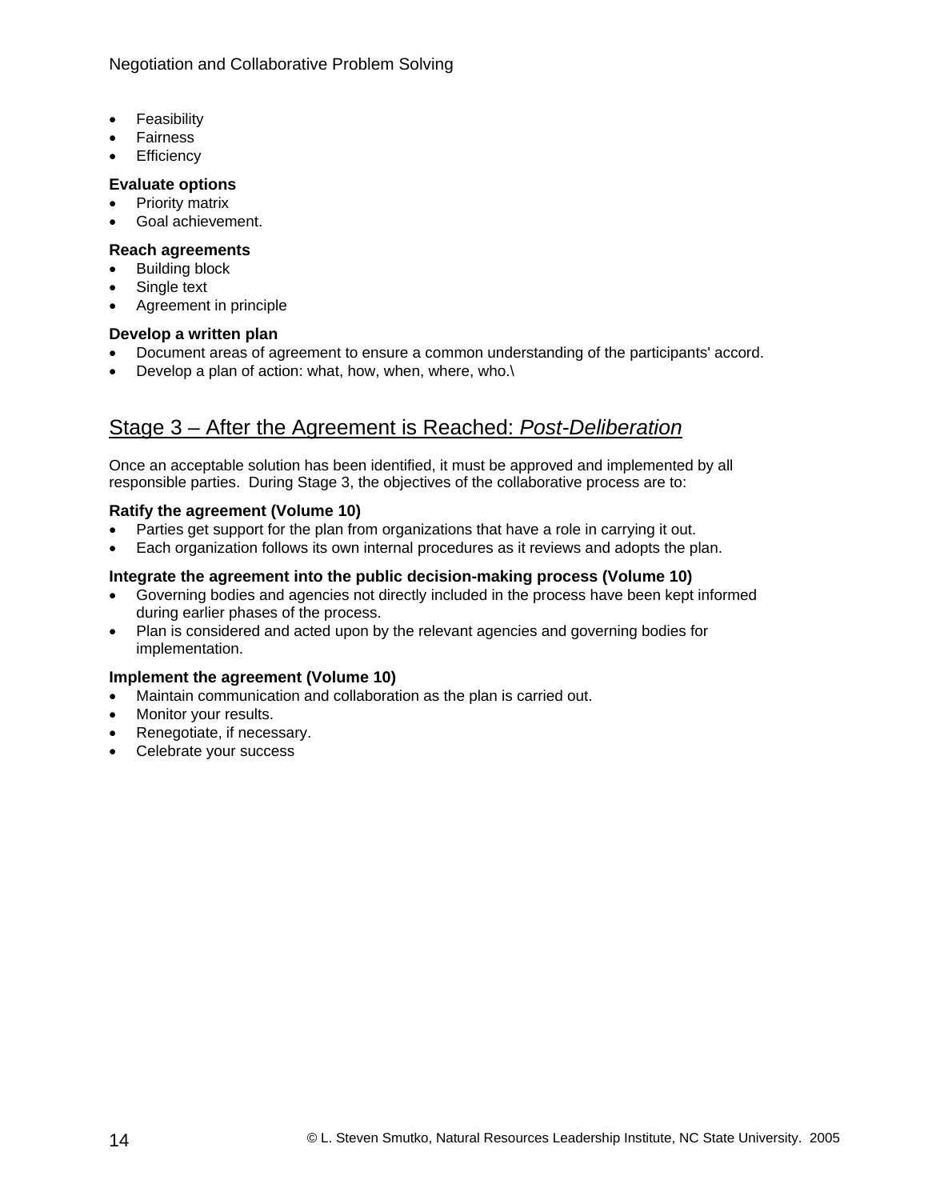- Feasibility
- Fairness
- Efficiency

**Evaluate options**

- Priority matrix
- Goal achievement.

**Reach agreements**

- Building block
- Single text
- Agreement in principle

**Develop a written plan**

- Document areas of agreement to ensure a common understanding of the participants' accord.
- Develop a plan of action: what, how, when, where, who.\

## <u>Stage 3 – After the Agreement is Reached: *Post-Deliberation*</u>

Once an acceptable solution has been identified, it must be approved and implemented by all responsible parties. During Stage 3, the objectives of the collaborative process are to:

**Ratify the agreement (Volume 10)**

- Parties get support for the plan from organizations that have a role in carrying it out.
- Each organization follows its own internal procedures as it reviews and adopts the plan.

**Integrate the agreement into the public decision-making process (Volume 10)**

- Governing bodies and agencies not directly included in the process have been kept informed during earlier phases of the process.
- Plan is considered and acted upon by the relevant agencies and governing bodies for implementation.

**Implement the agreement (Volume 10)**

- Maintain communication and collaboration as the plan is carried out.
- Monitor your results.
- Renegotiate, if necessary.
- Celebrate your success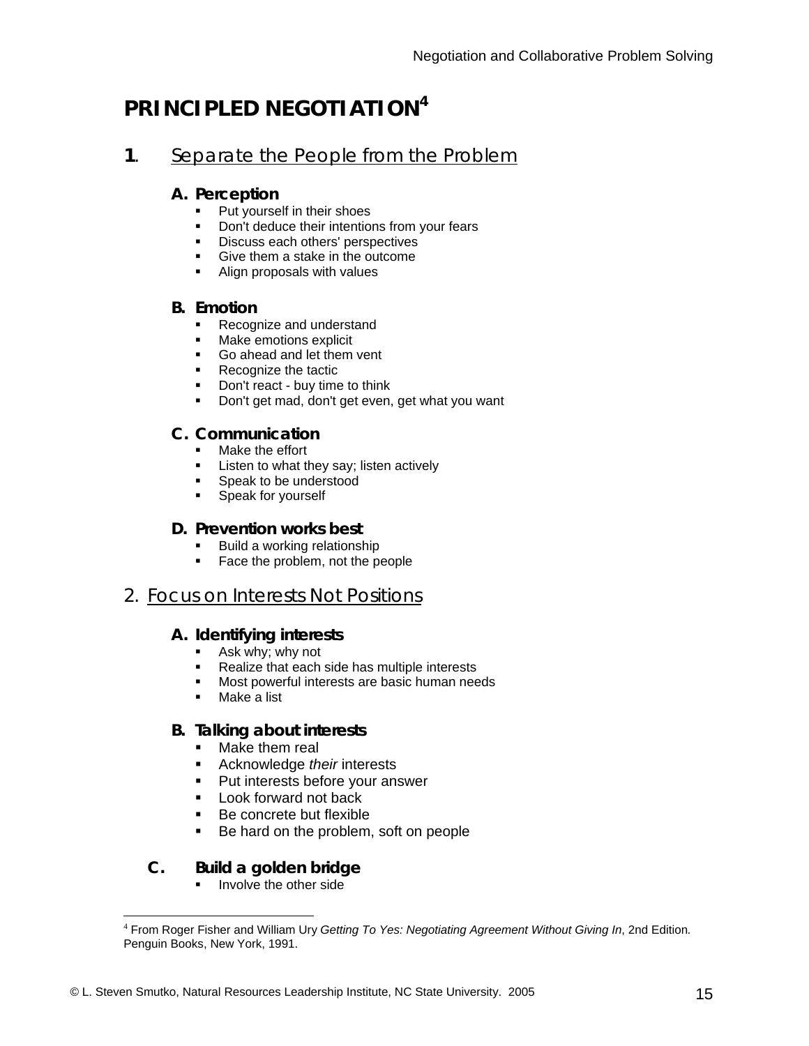# PRINCIPLED NEGOTIATION[4]

## 1. Separate the People from the Problem

### A. Perception

- Put yourself in their shoes
- Don't deduce their intentions from your fears
- Discuss each others' perspectives
- Give them a stake in the outcome
- Align proposals with values

### B. Emotion

- Recognize and understand
- Make emotions explicit
- Go ahead and let them vent
- Recognize the tactic
- Don't react - buy time to think
- Don't get mad, don't get even, get what you want

### C. Communication

- Make the effort
- Listen to what they say; listen actively
- Speak to be understood
- Speak for yourself

### D. Prevention works best

- Build a working relationship
- Face the problem, not the people

## 2. Focus on Interests Not Positions

### A. Identifying interests

- Ask why; why not
- Realize that each side has multiple interests
- Most powerful interests are basic human needs
- Make a list

### B. Talking about interests

- Make them real
- Acknowledge *their* interests
- Put interests before your answer
- Look forward not back
- Be concrete but flexible
- Be hard on the problem, soft on people

### C. Build a golden bridge

- Involve the other side

---

[4] From Roger Fisher and William Ury *Getting To Yes: Negotiating Agreement Without Giving In*, 2nd Edition. Penguin Books, New York, 1991.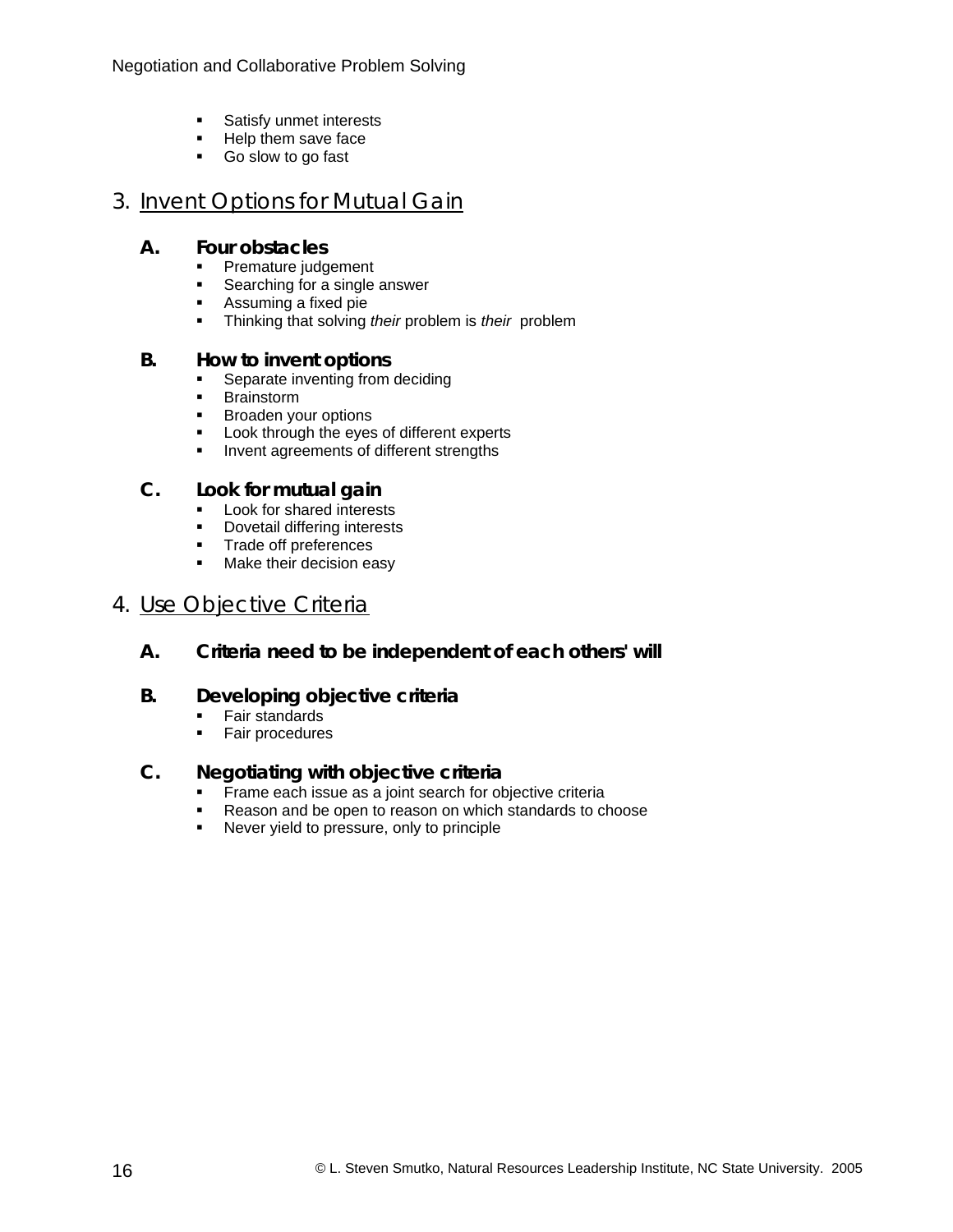- Satisfy unmet interests
- Help them save face
- Go slow to go fast

## 3. Invent Options for Mutual Gain

### A. Four obstacles

- Premature judgement
- Searching for a single answer
- Assuming a fixed pie
- Thinking that solving *their* problem is *their* problem

### B. How to invent options

- Separate inventing from deciding
- Brainstorm
- Broaden your options
- Look through the eyes of different experts
- Invent agreements of different strengths

### C. Look for mutual gain

- Look for shared interests
- Dovetail differing interests
- Trade off preferences
- Make their decision easy

## 4. Use Objective Criteria

### A. Criteria need to be independent of each others' will

### B. Developing objective criteria

- Fair standards
- Fair procedures

### C. Negotiating with objective criteria

- Frame each issue as a joint search for objective criteria
- Reason and be open to reason on which standards to choose
- Never yield to pressure, only to principle

© L. Steven Smutko, Natural Resources Leadership Institute, NC State University. 2005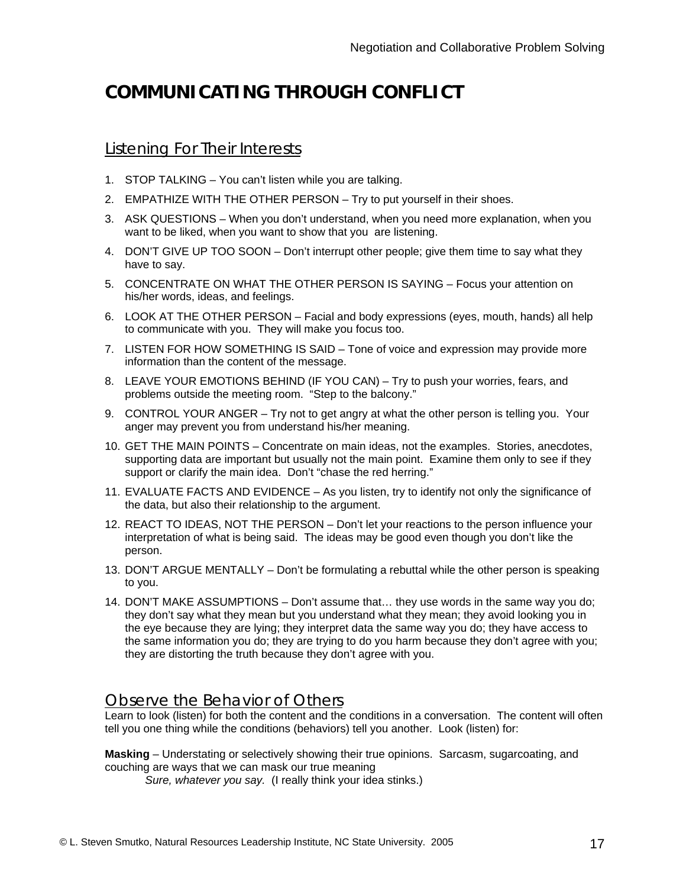# COMMUNICATING THROUGH CONFLICT

## Listening For Their Interests

1. STOP TALKING – You can't listen while you are talking.
2. EMPATHIZE WITH THE OTHER PERSON – Try to put yourself in their shoes.
3. ASK QUESTIONS – When you don't understand, when you need more explanation, when you want to be liked, when you want to show that you are listening.
4. DON'T GIVE UP TOO SOON – Don't interrupt other people; give them time to say what they have to say.
5. CONCENTRATE ON WHAT THE OTHER PERSON IS SAYING – Focus your attention on his/her words, ideas, and feelings.
6. LOOK AT THE OTHER PERSON – Facial and body expressions (eyes, mouth, hands) all help to communicate with you. They will make you focus too.
7. LISTEN FOR HOW SOMETHING IS SAID – Tone of voice and expression may provide more information than the content of the message.
8. LEAVE YOUR EMOTIONS BEHIND (IF YOU CAN) – Try to push your worries, fears, and problems outside the meeting room. "Step to the balcony."
9. CONTROL YOUR ANGER – Try not to get angry at what the other person is telling you. Your anger may prevent you from understand his/her meaning.
10. GET THE MAIN POINTS – Concentrate on main ideas, not the examples. Stories, anecdotes, supporting data are important but usually not the main point. Examine them only to see if they support or clarify the main idea. Don't "chase the red herring."
11. EVALUATE FACTS AND EVIDENCE – As you listen, try to identify not only the significance of the data, but also their relationship to the argument.
12. REACT TO IDEAS, NOT THE PERSON – Don't let your reactions to the person influence your interpretation of what is being said. The ideas may be good even though you don't like the person.
13. DON'T ARGUE MENTALLY – Don't be formulating a rebuttal while the other person is speaking to you.
14. DON'T MAKE ASSUMPTIONS – Don't assume that… they use words in the same way you do; they don't say what they mean but you understand what they mean; they avoid looking you in the eye because they are lying; they interpret data the same way you do; they have access to the same information you do; they are trying to do you harm because they don't agree with you; they are distorting the truth because they don't agree with you.

## Observe the Behavior of Others

Learn to look (listen) for both the content and the conditions in a conversation. The content will often tell you one thing while the conditions (behaviors) tell you another. Look (listen) for:

**Masking** – Understating or selectively showing their true opinions. Sarcasm, sugarcoating, and couching are ways that we can mask our true meaning

*Sure, whatever you say.* (I really think your idea stinks.)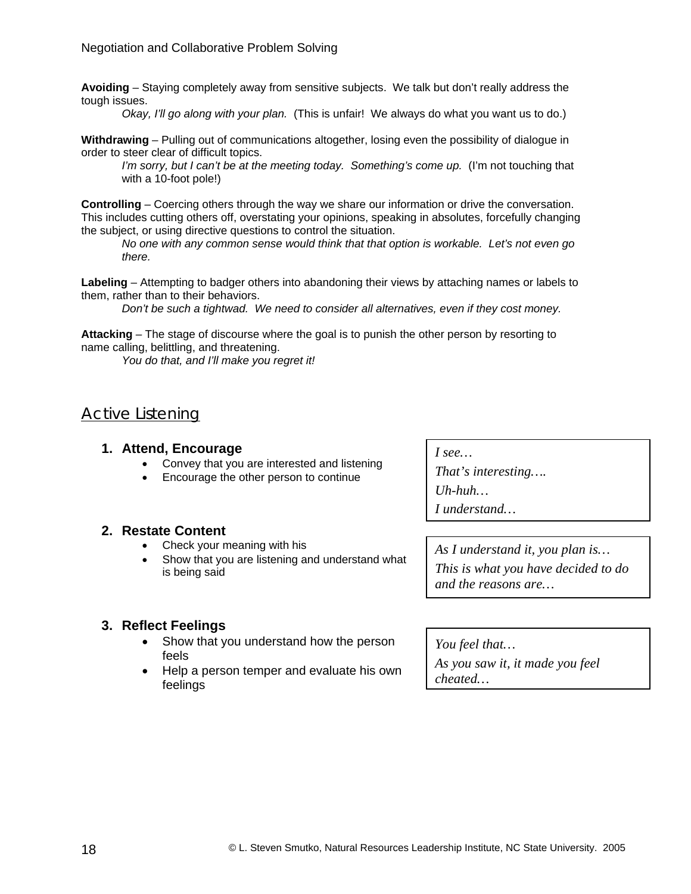**Avoiding** – Staying completely away from sensitive subjects. We talk but don't really address the tough issues.

*Okay, I'll go along with your plan.* (This is unfair! We always do what you want us to do.)

**Withdrawing** – Pulling out of communications altogether, losing even the possibility of dialogue in order to steer clear of difficult topics.

*I'm sorry, but I can't be at the meeting today. Something's come up.* (I'm not touching that with a 10-foot pole!)

**Controlling** – Coercing others through the way we share our information or drive the conversation. This includes cutting others off, overstating your opinions, speaking in absolutes, forcefully changing the subject, or using directive questions to control the situation.

*No one with any common sense would think that that option is workable. Let's not even go there.*

**Labeling** – Attempting to badger others into abandoning their views by attaching names or labels to them, rather than to their behaviors.

*Don't be such a tightwad. We need to consider all alternatives, even if they cost money.*

**Attacking** – The stage of discourse where the goal is to punish the other person by resorting to name calling, belittling, and threatening.

*You do that, and I'll make you regret it!*

## Active Listening

1. **Attend, Encourage**
   - Convey that you are interested and listening
   - Encourage the other person to continue

> *I see…*
> *That's interesting….*
> *Uh-huh…*
> *I understand…*

2. **Restate Content**
   - Check your meaning with his
   - Show that you are listening and understand what is being said

> *As I understand it, you plan is…*
> *This is what you have decided to do and the reasons are…*

3. **Reflect Feelings**
   - Show that you understand how the person feels
   - Help a person temper and evaluate his own feelings

> *You feel that…*
> *As you saw it, it made you feel cheated…*

© L. Steven Smutko, Natural Resources Leadership Institute, NC State University. 2005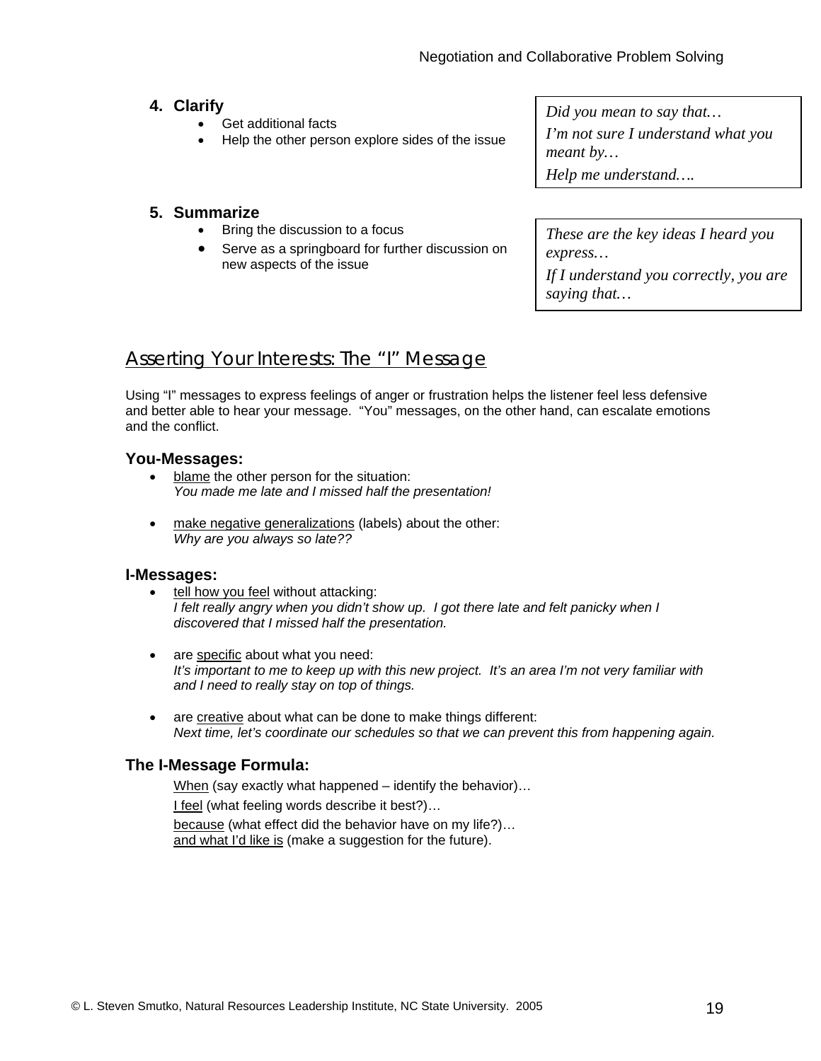4. **Clarify**
    - Get additional facts
    - Help the other person explore sides of the issue

> *Did you mean to say that…*
> *I'm not sure I understand what you meant by…*
> *Help me understand….*

5. **Summarize**
    - Bring the discussion to a focus
    - Serve as a springboard for further discussion on new aspects of the issue

> *These are the key ideas I heard you express…*
> *If I understand you correctly, you are saying that…*

## Asserting Your Interests: The "I" Message

Using "I" messages to express feelings of anger or frustration helps the listener feel less defensive and better able to hear your message. "You" messages, on the other hand, can escalate emotions and the conflict.

### You-Messages:

- blame the other person for the situation:
  *You made me late and I missed half the presentation!*

- make negative generalizations (labels) about the other:
  *Why are you always so late??*

### I-Messages:

- tell how you feel without attacking:
  *I felt really angry when you didn't show up. I got there late and felt panicky when I discovered that I missed half the presentation.*

- are specific about what you need:
  *It's important to me to keep up with this new project. It's an area I'm not very familiar with and I need to really stay on top of things.*

- are creative about what can be done to make things different:
  *Next time, let's coordinate our schedules so that we can prevent this from happening again.*

### The I-Message Formula:

When (say exactly what happened – identify the behavior)…
I feel (what feeling words describe it best?)…
because (what effect did the behavior have on my life?)…
and what I'd like is (make a suggestion for the future).

© L. Steven Smutko, Natural Resources Leadership Institute, NC State University. 2005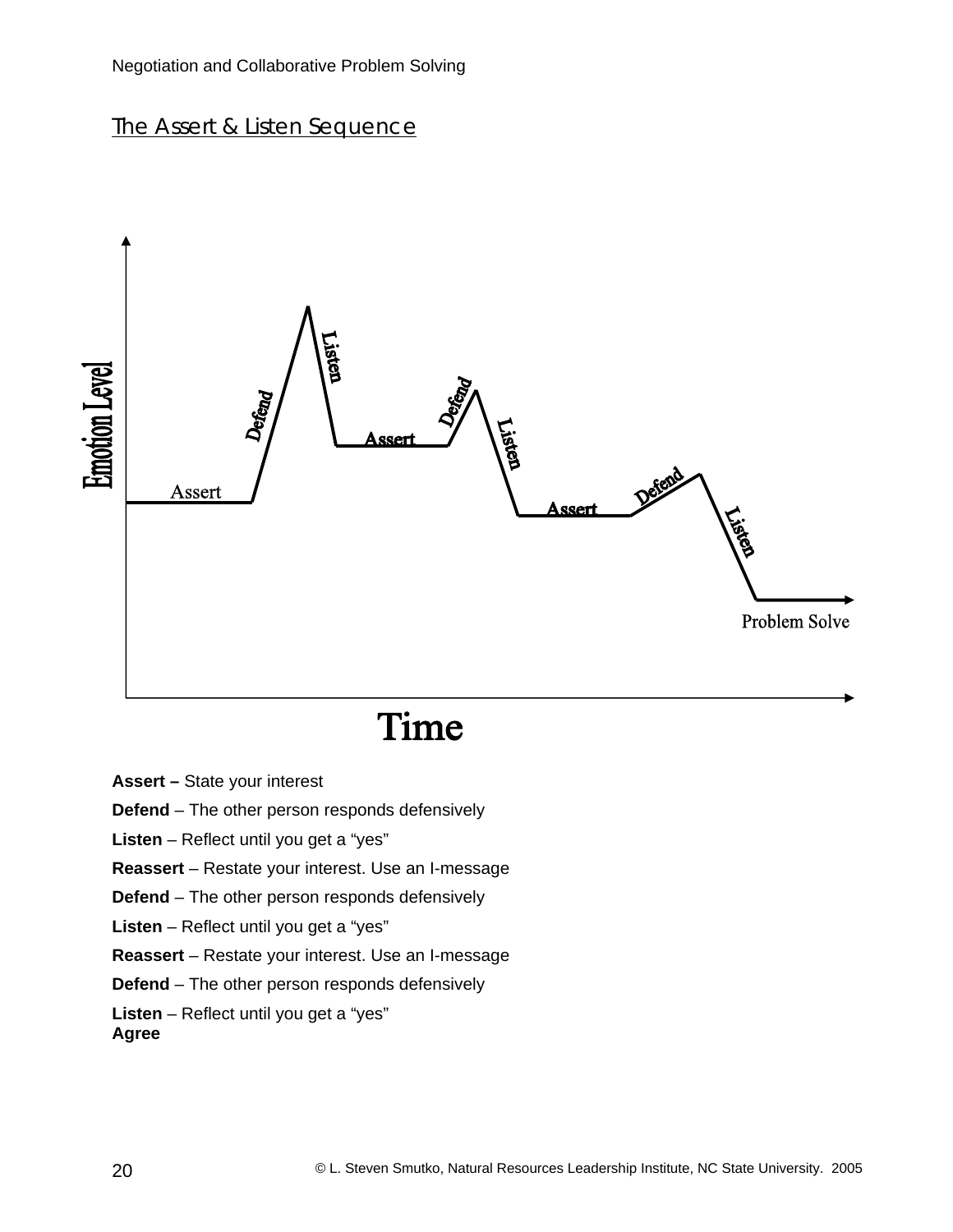## The Assert & Listen Sequence

Emotion Level

Assert — Defend — Listen — Assert — Defend — Listen — Assert — Defend — Listen — Problem Solve

Time

**Assert –** State your interest

**Defend** – The other person responds defensively

**Listen** – Reflect until you get a "yes"

**Reassert** – Restate your interest. Use an I-message

**Defend** – The other person responds defensively

**Listen** – Reflect until you get a "yes"

**Reassert** – Restate your interest. Use an I-message

**Defend** – The other person responds defensively

**Listen** – Reflect until you get a "yes"
**Agree**

© L. Steven Smutko, Natural Resources Leadership Institute, NC State University. 2005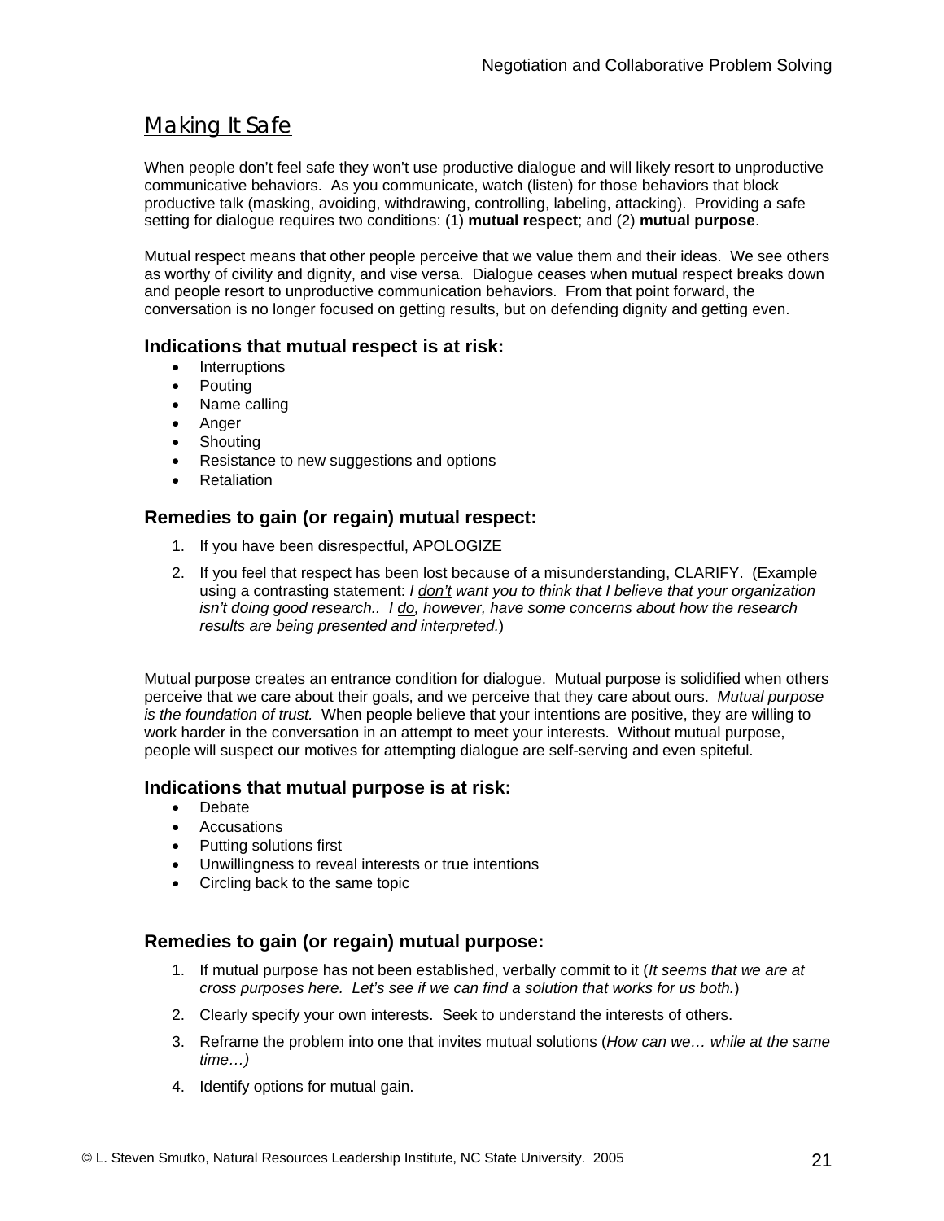## Making It Safe

When people don't feel safe they won't use productive dialogue and will likely resort to unproductive communicative behaviors. As you communicate, watch (listen) for those behaviors that block productive talk (masking, avoiding, withdrawing, controlling, labeling, attacking). Providing a safe setting for dialogue requires two conditions: (1) **mutual respect**; and (2) **mutual purpose**.

Mutual respect means that other people perceive that we value them and their ideas. We see others as worthy of civility and dignity, and vise versa. Dialogue ceases when mutual respect breaks down and people resort to unproductive communication behaviors. From that point forward, the conversation is no longer focused on getting results, but on defending dignity and getting even.

### Indications that mutual respect is at risk:

- Interruptions
- Pouting
- Name calling
- Anger
- Shouting
- Resistance to new suggestions and options
- Retaliation

### Remedies to gain (or regain) mutual respect:

1. If you have been disrespectful, APOLOGIZE
2. If you feel that respect has been lost because of a misunderstanding, CLARIFY. (Example using a contrasting statement: *I <u>don't</u> want you to think that I believe that your organization isn't doing good research.. I <u>do</u>, however, have some concerns about how the research results are being presented and interpreted.*)

Mutual purpose creates an entrance condition for dialogue. Mutual purpose is solidified when others perceive that we care about their goals, and we perceive that they care about ours. *Mutual purpose is the foundation of trust.* When people believe that your intentions are positive, they are willing to work harder in the conversation in an attempt to meet your interests. Without mutual purpose, people will suspect our motives for attempting dialogue are self-serving and even spiteful.

### Indications that mutual purpose is at risk:

- Debate
- Accusations
- Putting solutions first
- Unwillingness to reveal interests or true intentions
- Circling back to the same topic

### Remedies to gain (or regain) mutual purpose:

1. If mutual purpose has not been established, verbally commit to it (*It seems that we are at cross purposes here. Let's see if we can find a solution that works for us both.*)
2. Clearly specify your own interests. Seek to understand the interests of others.
3. Reframe the problem into one that invites mutual solutions (*How can we… while at the same time…)*
4. Identify options for mutual gain.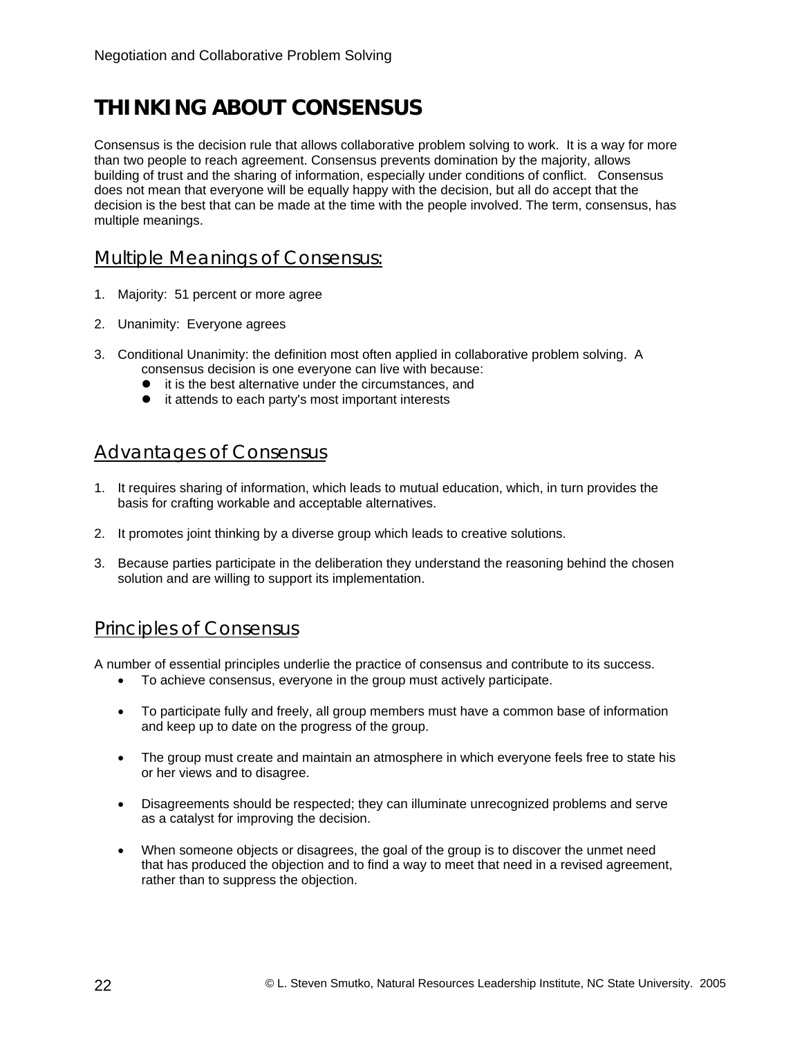# THINKING ABOUT CONSENSUS

Consensus is the decision rule that allows collaborative problem solving to work. It is a way for more than two people to reach agreement. Consensus prevents domination by the majority, allows building of trust and the sharing of information, especially under conditions of conflict. Consensus does not mean that everyone will be equally happy with the decision, but all do accept that the decision is the best that can be made at the time with the people involved. The term, consensus, has multiple meanings.

## Multiple Meanings of Consensus:

1. Majority: 51 percent or more agree
2. Unanimity: Everyone agrees
3. Conditional Unanimity: the definition most often applied in collaborative problem solving. A consensus decision is one everyone can live with because:
   - it is the best alternative under the circumstances, and
   - it attends to each party's most important interests

## Advantages of Consensus

1. It requires sharing of information, which leads to mutual education, which, in turn provides the basis for crafting workable and acceptable alternatives.
2. It promotes joint thinking by a diverse group which leads to creative solutions.
3. Because parties participate in the deliberation they understand the reasoning behind the chosen solution and are willing to support its implementation.

## Principles of Consensus

A number of essential principles underlie the practice of consensus and contribute to its success.

- To achieve consensus, everyone in the group must actively participate.
- To participate fully and freely, all group members must have a common base of information and keep up to date on the progress of the group.
- The group must create and maintain an atmosphere in which everyone feels free to state his or her views and to disagree.
- Disagreements should be respected; they can illuminate unrecognized problems and serve as a catalyst for improving the decision.
- When someone objects or disagrees, the goal of the group is to discover the unmet need that has produced the objection and to find a way to meet that need in a revised agreement, rather than to suppress the objection.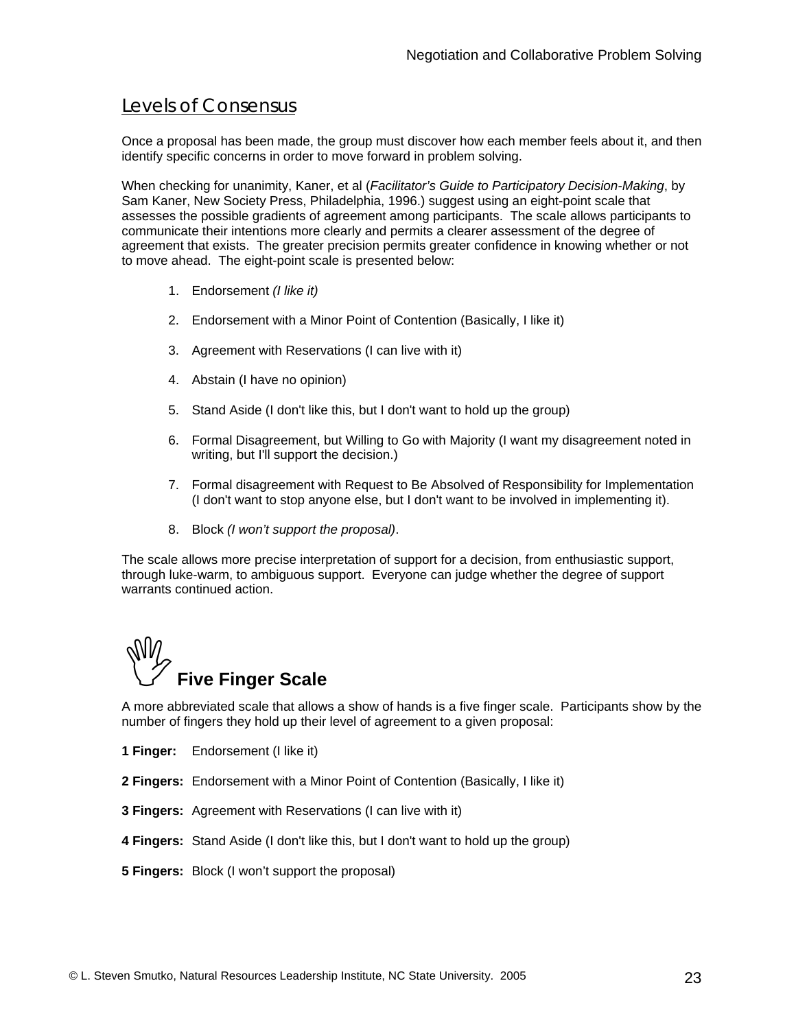## Levels of Consensus

Once a proposal has been made, the group must discover how each member feels about it, and then identify specific concerns in order to move forward in problem solving.

When checking for unanimity, Kaner, et al (*Facilitator's Guide to Participatory Decision-Making*, by Sam Kaner, New Society Press, Philadelphia, 1996.) suggest using an eight-point scale that assesses the possible gradients of agreement among participants. The scale allows participants to communicate their intentions more clearly and permits a clearer assessment of the degree of agreement that exists. The greater precision permits greater confidence in knowing whether or not to move ahead. The eight-point scale is presented below:

1. Endorsement *(I like it)*
2. Endorsement with a Minor Point of Contention (Basically, I like it)
3. Agreement with Reservations (I can live with it)
4. Abstain (I have no opinion)
5. Stand Aside (I don't like this, but I don't want to hold up the group)
6. Formal Disagreement, but Willing to Go with Majority (I want my disagreement noted in writing, but I'll support the decision.)
7. Formal disagreement with Request to Be Absolved of Responsibility for Implementation (I don't want to stop anyone else, but I don't want to be involved in implementing it).
8. Block *(I won't support the proposal)*.

The scale allows more precise interpretation of support for a decision, from enthusiastic support, through luke-warm, to ambiguous support. Everyone can judge whether the degree of support warrants continued action.

### Five Finger Scale

A more abbreviated scale that allows a show of hands is a five finger scale. Participants show by the number of fingers they hold up their level of agreement to a given proposal:

**1 Finger:** Endorsement (I like it)

**2 Fingers:** Endorsement with a Minor Point of Contention (Basically, I like it)

**3 Fingers:** Agreement with Reservations (I can live with it)

**4 Fingers:** Stand Aside (I don't like this, but I don't want to hold up the group)

**5 Fingers:** Block (I won't support the proposal)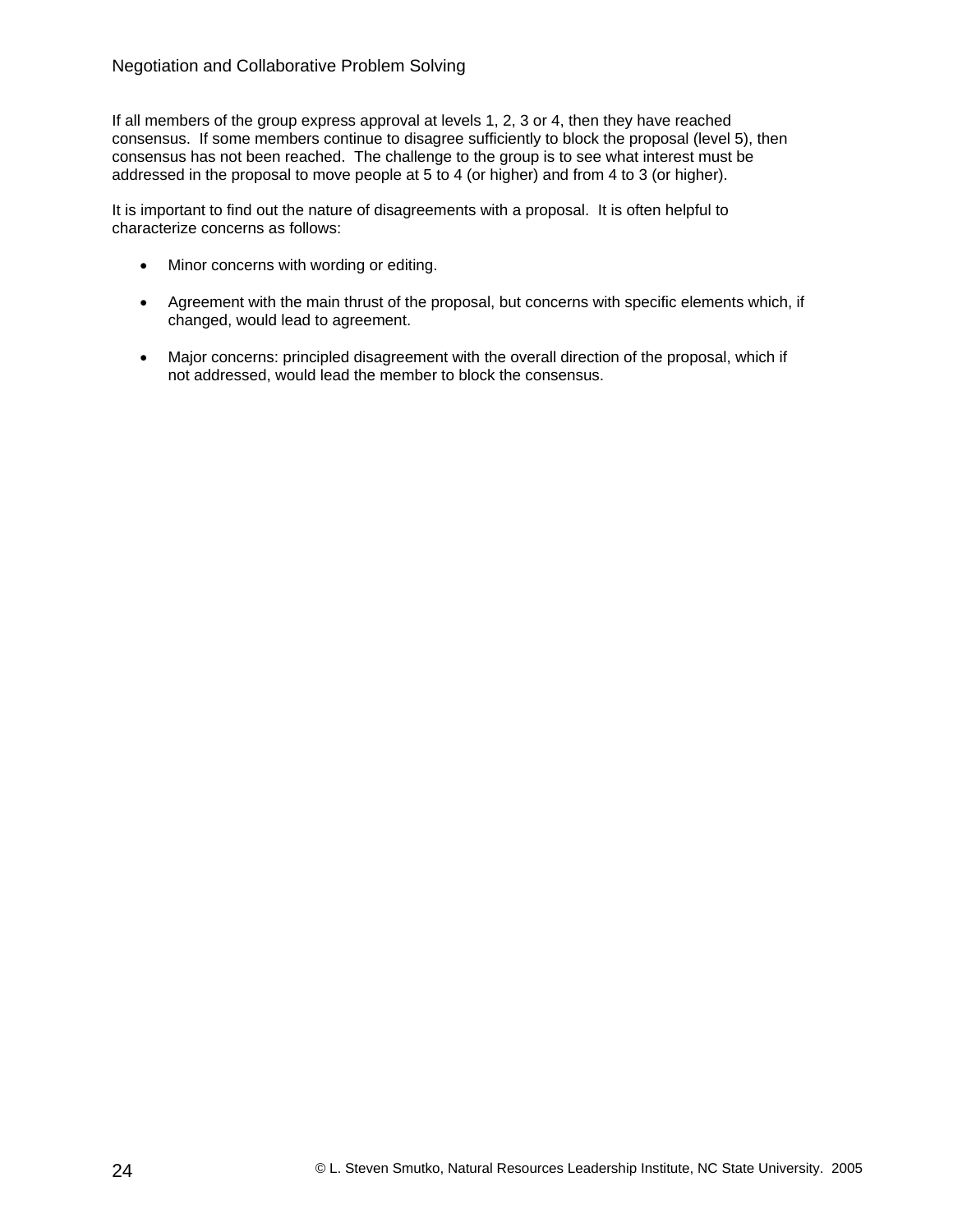If all members of the group express approval at levels 1, 2, 3 or 4, then they have reached consensus. If some members continue to disagree sufficiently to block the proposal (level 5), then consensus has not been reached. The challenge to the group is to see what interest must be addressed in the proposal to move people at 5 to 4 (or higher) and from 4 to 3 (or higher).

It is important to find out the nature of disagreements with a proposal. It is often helpful to characterize concerns as follows:

- Minor concerns with wording or editing.

- Agreement with the main thrust of the proposal, but concerns with specific elements which, if changed, would lead to agreement.

- Major concerns: principled disagreement with the overall direction of the proposal, which if not addressed, would lead the member to block the consensus.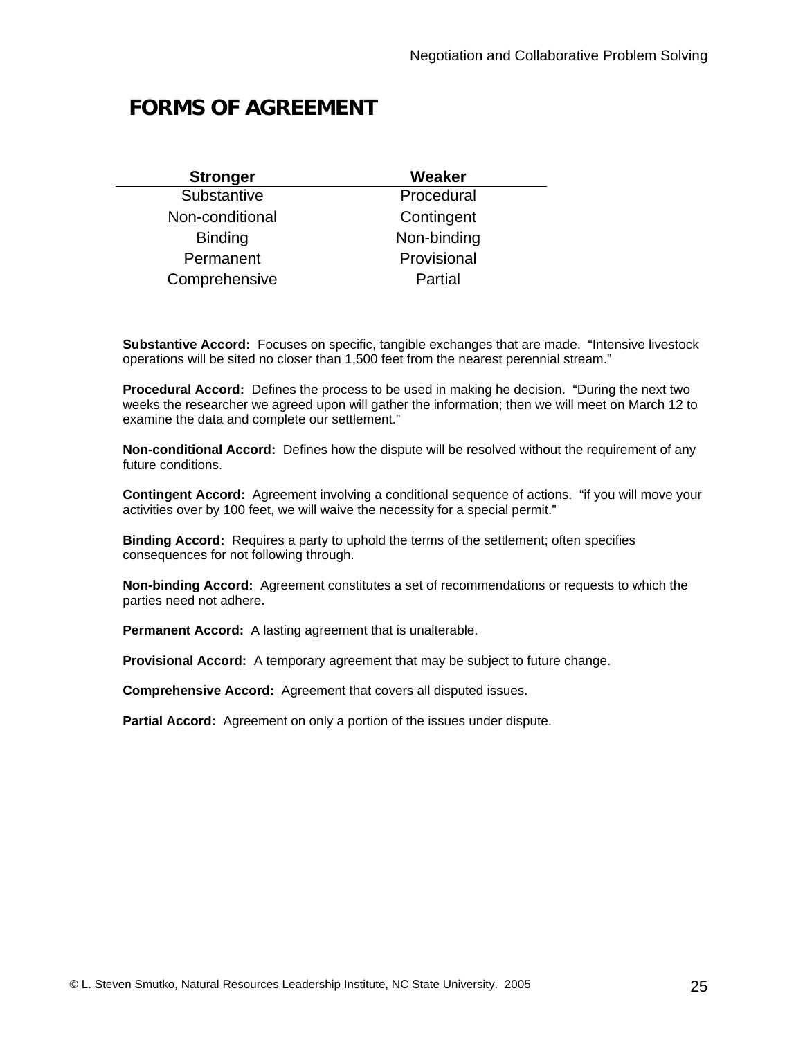# FORMS OF AGREEMENT

| Stronger | Weaker |
|---|---|
| Substantive | Procedural |
| Non-conditional | Contingent |
| Binding | Non-binding |
| Permanent | Provisional |
| Comprehensive | Partial |

**Substantive Accord:** Focuses on specific, tangible exchanges that are made. "Intensive livestock operations will be sited no closer than 1,500 feet from the nearest perennial stream."

**Procedural Accord:** Defines the process to be used in making he decision. "During the next two weeks the researcher we agreed upon will gather the information; then we will meet on March 12 to examine the data and complete our settlement."

**Non-conditional Accord:** Defines how the dispute will be resolved without the requirement of any future conditions.

**Contingent Accord:** Agreement involving a conditional sequence of actions. "if you will move your activities over by 100 feet, we will waive the necessity for a special permit."

**Binding Accord:** Requires a party to uphold the terms of the settlement; often specifies consequences for not following through.

**Non-binding Accord:** Agreement constitutes a set of recommendations or requests to which the parties need not adhere.

**Permanent Accord:** A lasting agreement that is unalterable.

**Provisional Accord:** A temporary agreement that may be subject to future change.

**Comprehensive Accord:** Agreement that covers all disputed issues.

**Partial Accord:** Agreement on only a portion of the issues under dispute.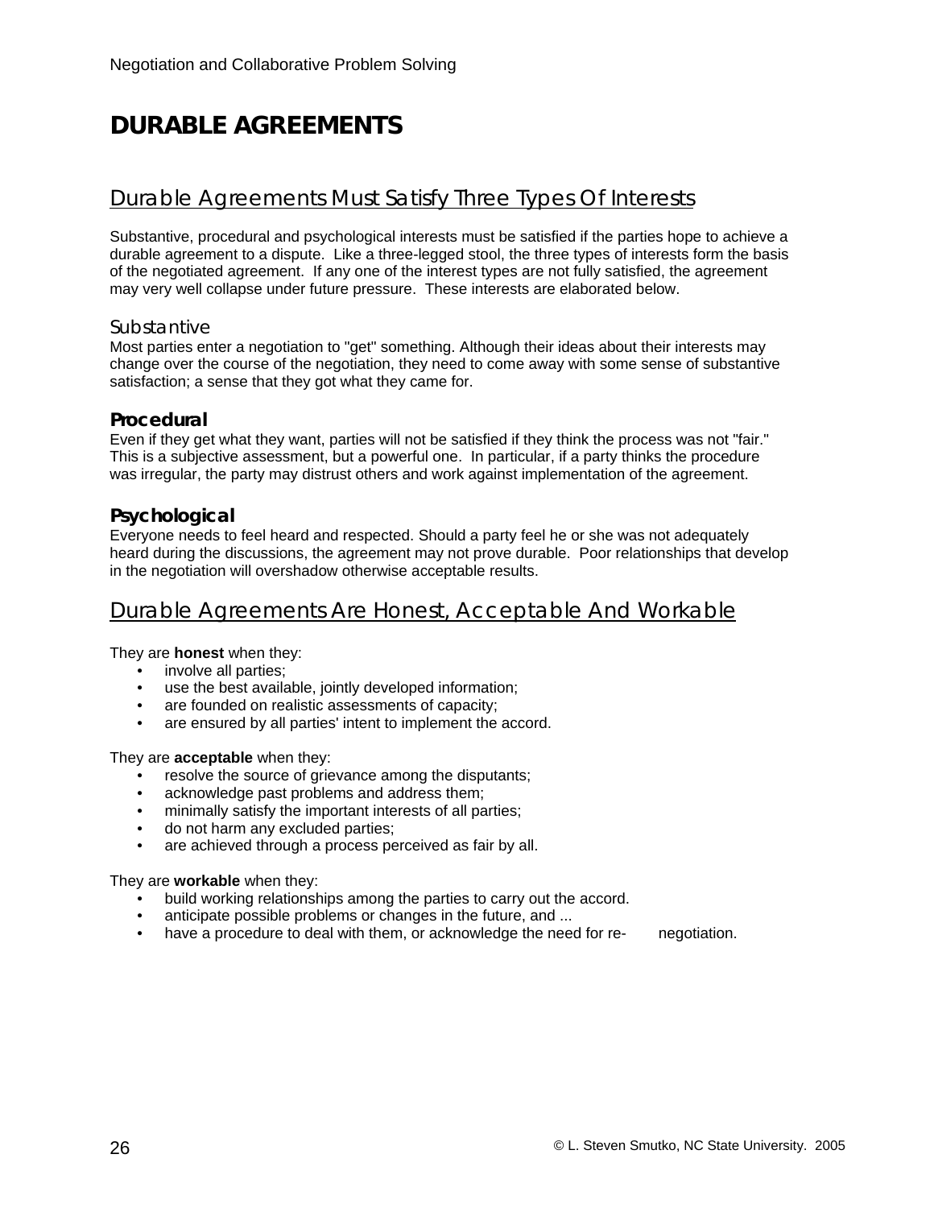# DURABLE AGREEMENTS

## Durable Agreements Must Satisfy Three Types Of Interests

Substantive, procedural and psychological interests must be satisfied if the parties hope to achieve a durable agreement to a dispute. Like a three-legged stool, the three types of interests form the basis of the negotiated agreement. If any one of the interest types are not fully satisfied, the agreement may very well collapse under future pressure. These interests are elaborated below.

### Substantive

Most parties enter a negotiation to "get" something. Although their ideas about their interests may change over the course of the negotiation, they need to come away with some sense of substantive satisfaction; a sense that they got what they came for.

### Procedural

Even if they get what they want, parties will not be satisfied if they think the process was not "fair." This is a subjective assessment, but a powerful one. In particular, if a party thinks the procedure was irregular, the party may distrust others and work against implementation of the agreement.

### Psychological

Everyone needs to feel heard and respected. Should a party feel he or she was not adequately heard during the discussions, the agreement may not prove durable. Poor relationships that develop in the negotiation will overshadow otherwise acceptable results.

## Durable Agreements Are Honest, Acceptable And Workable

They are **honest** when they:

- involve all parties;
- use the best available, jointly developed information;
- are founded on realistic assessments of capacity;
- are ensured by all parties' intent to implement the accord.

They are **acceptable** when they:

- resolve the source of grievance among the disputants;
- acknowledge past problems and address them;
- minimally satisfy the important interests of all parties;
- do not harm any excluded parties;
- are achieved through a process perceived as fair by all.

They are **workable** when they:

- build working relationships among the parties to carry out the accord.
- anticipate possible problems or changes in the future, and ...
- have a procedure to deal with them, or acknowledge the need for re-negotiation.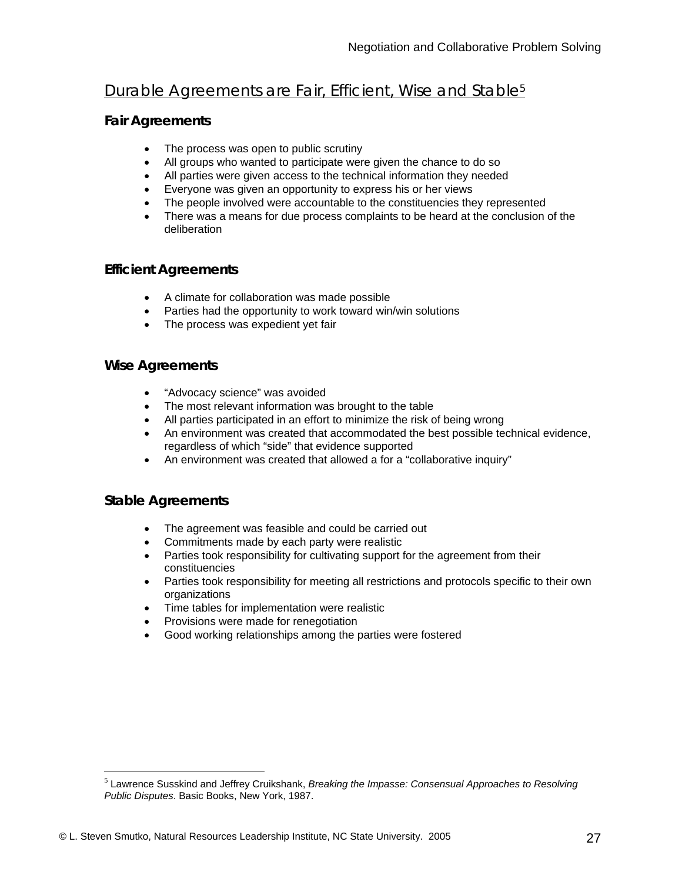## Durable Agreements are Fair, Efficient, Wise and Stable[5]

### Fair Agreements

- The process was open to public scrutiny
- All groups who wanted to participate were given the chance to do so
- All parties were given access to the technical information they needed
- Everyone was given an opportunity to express his or her views
- The people involved were accountable to the constituencies they represented
- There was a means for due process complaints to be heard at the conclusion of the deliberation

### Efficient Agreements

- A climate for collaboration was made possible
- Parties had the opportunity to work toward win/win solutions
- The process was expedient yet fair

### Wise Agreements

- "Advocacy science" was avoided
- The most relevant information was brought to the table
- All parties participated in an effort to minimize the risk of being wrong
- An environment was created that accommodated the best possible technical evidence, regardless of which "side" that evidence supported
- An environment was created that allowed a for a "collaborative inquiry"

### Stable Agreements

- The agreement was feasible and could be carried out
- Commitments made by each party were realistic
- Parties took responsibility for cultivating support for the agreement from their constituencies
- Parties took responsibility for meeting all restrictions and protocols specific to their own organizations
- Time tables for implementation were realistic
- Provisions were made for renegotiation
- Good working relationships among the parties were fostered

---

[5] Lawrence Susskind and Jeffrey Cruikshank, *Breaking the Impasse: Consensual Approaches to Resolving Public Disputes*. Basic Books, New York, 1987.